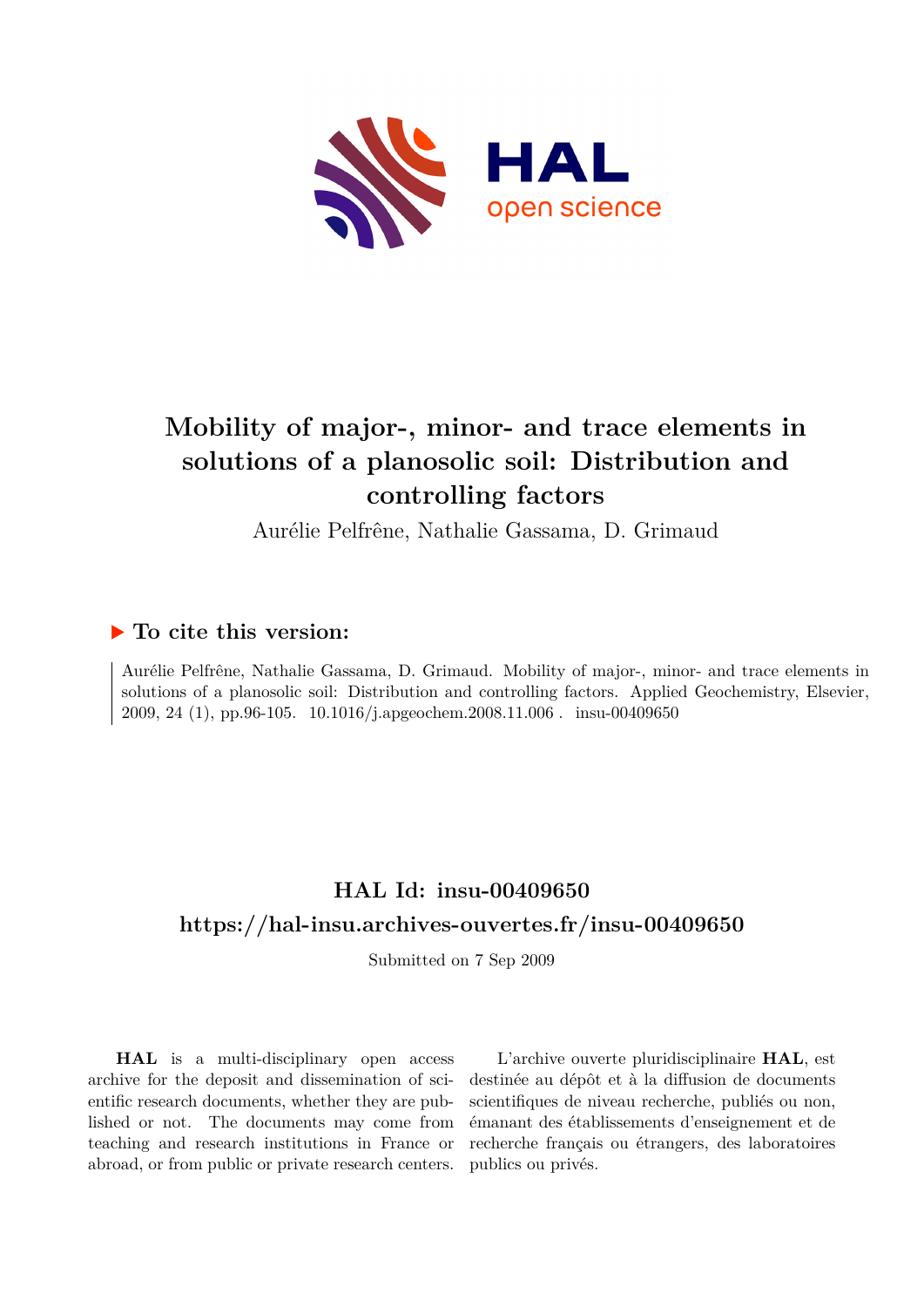# Mobility of major-, minor- and trace elements in solutions of a planosolic soil: Distribution and controlling factors

Aurélie Pelfrêne, Nathalie Gassama, D. Grimaud

## ▶ To cite this version:

Aurélie Pelfrêne, Nathalie Gassama, D. Grimaud. Mobility of major-, minor- and trace elements in solutions of a planosolic soil: Distribution and controlling factors. Applied Geochemistry, Elsevier, 2009, 24 (1), pp.96-105. 10.1016/j.apgeochem.2008.11.006 . insu-00409650

## HAL Id: insu-00409650

## https://hal-insu.archives-ouvertes.fr/insu-00409650

Submitted on 7 Sep 2009

**HAL** is a multi-disciplinary open access archive for the deposit and dissemination of scientific research documents, whether they are published or not. The documents may come from teaching and research institutions in France or abroad, or from public or private research centers.

L'archive ouverte pluridisciplinaire **HAL**, est destinée au dépôt et à la diffusion de documents scientifiques de niveau recherche, publiés ou non, émanant des établissements d'enseignement et de recherche français ou étrangers, des laboratoires publics ou privés.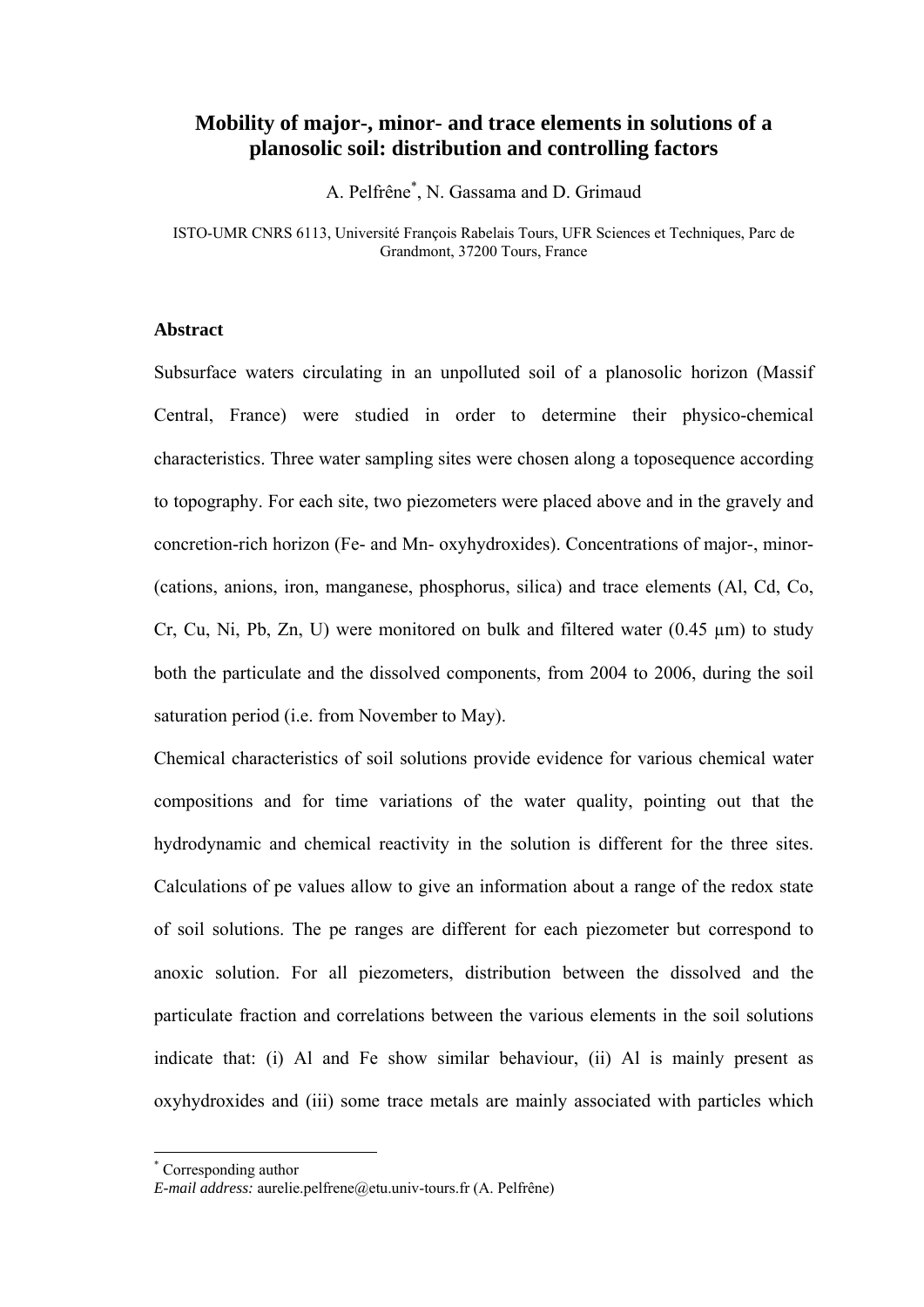# Mobility of major-, minor- and trace elements in solutions of a planosolic soil: distribution and controlling factors

A. Pelfrêne[*], N. Gassama and D. Grimaud

ISTO-UMR CNRS 6113, Université François Rabelais Tours, UFR Sciences et Techniques, Parc de Grandmont, 37200 Tours, France

### Abstract

Subsurface waters circulating in an unpolluted soil of a planosolic horizon (Massif Central, France) were studied in order to determine their physico-chemical characteristics. Three water sampling sites were chosen along a toposequence according to topography. For each site, two piezometers were placed above and in the gravely and concretion-rich horizon (Fe- and Mn- oxyhydroxides). Concentrations of major-, minor- (cations, anions, iron, manganese, phosphorus, silica) and trace elements (Al, Cd, Co, Cr, Cu, Ni, Pb, Zn, U) were monitored on bulk and filtered water (0.45 µm) to study both the particulate and the dissolved components, from 2004 to 2006, during the soil saturation period (i.e. from November to May).

Chemical characteristics of soil solutions provide evidence for various chemical water compositions and for time variations of the water quality, pointing out that the hydrodynamic and chemical reactivity in the solution is different for the three sites. Calculations of pe values allow to give an information about a range of the redox state of soil solutions. The pe ranges are different for each piezometer but correspond to anoxic solution. For all piezometers, distribution between the dissolved and the particulate fraction and correlations between the various elements in the soil solutions indicate that: (i) Al and Fe show similar behaviour, (ii) Al is mainly present as oxyhydroxides and (iii) some trace metals are mainly associated with particles which

[*] Corresponding author  
*E-mail address:* aurelie.pelfrene@etu.univ-tours.fr (A. Pelfrêne)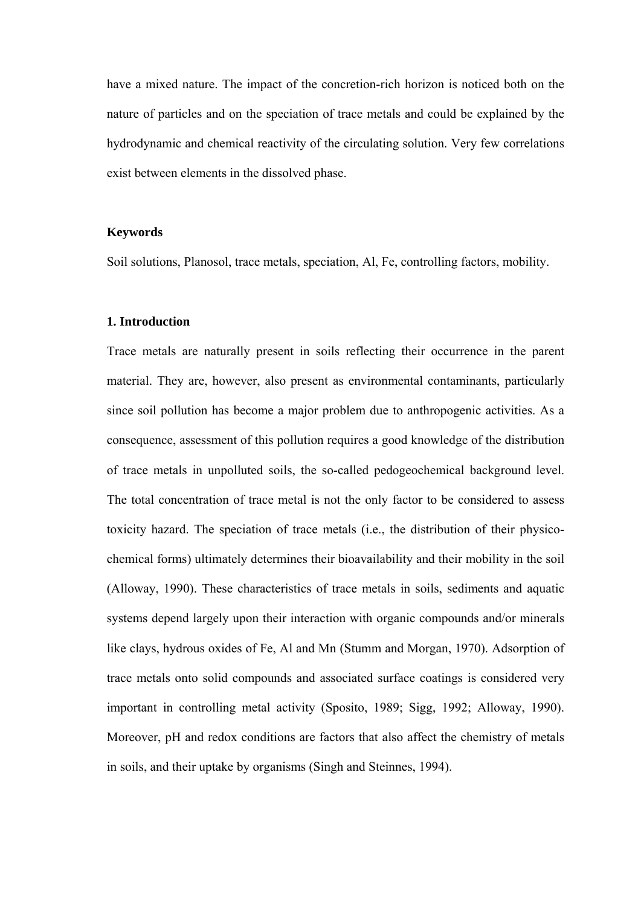have a mixed nature. The impact of the concretion-rich horizon is noticed both on the nature of particles and on the speciation of trace metals and could be explained by the hydrodynamic and chemical reactivity of the circulating solution. Very few correlations exist between elements in the dissolved phase.

**Keywords**

Soil solutions, Planosol, trace metals, speciation, Al, Fe, controlling factors, mobility.

## 1. Introduction

Trace metals are naturally present in soils reflecting their occurrence in the parent material. They are, however, also present as environmental contaminants, particularly since soil pollution has become a major problem due to anthropogenic activities. As a consequence, assessment of this pollution requires a good knowledge of the distribution of trace metals in unpolluted soils, the so-called pedogeochemical background level. The total concentration of trace metal is not the only factor to be considered to assess toxicity hazard. The speciation of trace metals (i.e., the distribution of their physico-chemical forms) ultimately determines their bioavailability and their mobility in the soil (Alloway, 1990). These characteristics of trace metals in soils, sediments and aquatic systems depend largely upon their interaction with organic compounds and/or minerals like clays, hydrous oxides of Fe, Al and Mn (Stumm and Morgan, 1970). Adsorption of trace metals onto solid compounds and associated surface coatings is considered very important in controlling metal activity (Sposito, 1989; Sigg, 1992; Alloway, 1990). Moreover, pH and redox conditions are factors that also affect the chemistry of metals in soils, and their uptake by organisms (Singh and Steinnes, 1994).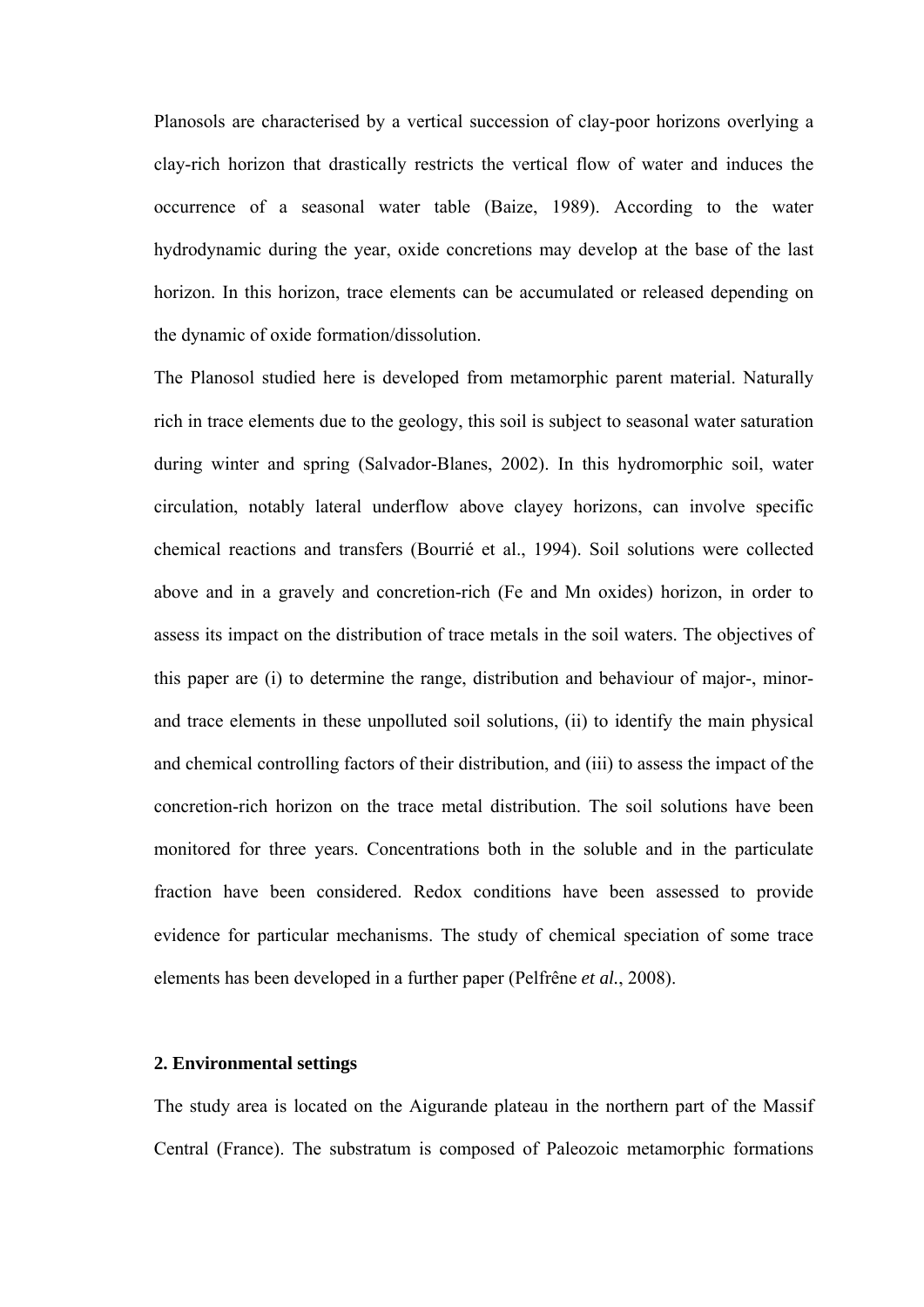Planosols are characterised by a vertical succession of clay-poor horizons overlying a clay-rich horizon that drastically restricts the vertical flow of water and induces the occurrence of a seasonal water table (Baize, 1989). According to the water hydrodynamic during the year, oxide concretions may develop at the base of the last horizon. In this horizon, trace elements can be accumulated or released depending on the dynamic of oxide formation/dissolution.

The Planosol studied here is developed from metamorphic parent material. Naturally rich in trace elements due to the geology, this soil is subject to seasonal water saturation during winter and spring (Salvador-Blanes, 2002). In this hydromorphic soil, water circulation, notably lateral underflow above clayey horizons, can involve specific chemical reactions and transfers (Bourrié et al., 1994). Soil solutions were collected above and in a gravely and concretion-rich (Fe and Mn oxides) horizon, in order to assess its impact on the distribution of trace metals in the soil waters. The objectives of this paper are (i) to determine the range, distribution and behaviour of major-, minor- and trace elements in these unpolluted soil solutions, (ii) to identify the main physical and chemical controlling factors of their distribution, and (iii) to assess the impact of the concretion-rich horizon on the trace metal distribution. The soil solutions have been monitored for three years. Concentrations both in the soluble and in the particulate fraction have been considered. Redox conditions have been assessed to provide evidence for particular mechanisms. The study of chemical speciation of some trace elements has been developed in a further paper (Pelfrêne *et al.*, 2008).

## 2. Environmental settings

The study area is located on the Aigurande plateau in the northern part of the Massif Central (France). The substratum is composed of Paleozoic metamorphic formations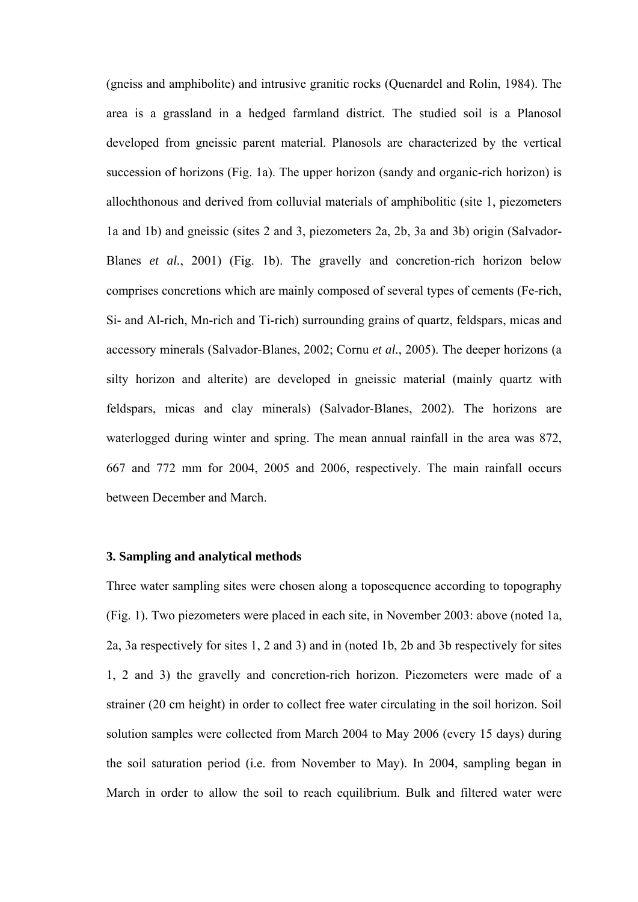(gneiss and amphibolite) and intrusive granitic rocks (Quenardel and Rolin, 1984). The area is a grassland in a hedged farmland district. The studied soil is a Planosol developed from gneissic parent material. Planosols are characterized by the vertical succession of horizons (Fig. 1a). The upper horizon (sandy and organic-rich horizon) is allochthonous and derived from colluvial materials of amphibolitic (site 1, piezometers 1a and 1b) and gneissic (sites 2 and 3, piezometers 2a, 2b, 3a and 3b) origin (Salvador-Blanes *et al.*, 2001) (Fig. 1b). The gravelly and concretion-rich horizon below comprises concretions which are mainly composed of several types of cements (Fe-rich, Si- and Al-rich, Mn-rich and Ti-rich) surrounding grains of quartz, feldspars, micas and accessory minerals (Salvador-Blanes, 2002; Cornu *et al.*, 2005). The deeper horizons (a silty horizon and alterite) are developed in gneissic material (mainly quartz with feldspars, micas and clay minerals) (Salvador-Blanes, 2002). The horizons are waterlogged during winter and spring. The mean annual rainfall in the area was 872, 667 and 772 mm for 2004, 2005 and 2006, respectively. The main rainfall occurs between December and March.

### 3. Sampling and analytical methods

Three water sampling sites were chosen along a toposequence according to topography (Fig. 1). Two piezometers were placed in each site, in November 2003: above (noted 1a, 2a, 3a respectively for sites 1, 2 and 3) and in (noted 1b, 2b and 3b respectively for sites 1, 2 and 3) the gravelly and concretion-rich horizon. Piezometers were made of a strainer (20 cm height) in order to collect free water circulating in the soil horizon. Soil solution samples were collected from March 2004 to May 2006 (every 15 days) during the soil saturation period (i.e. from November to May). In 2004, sampling began in March in order to allow the soil to reach equilibrium. Bulk and filtered water were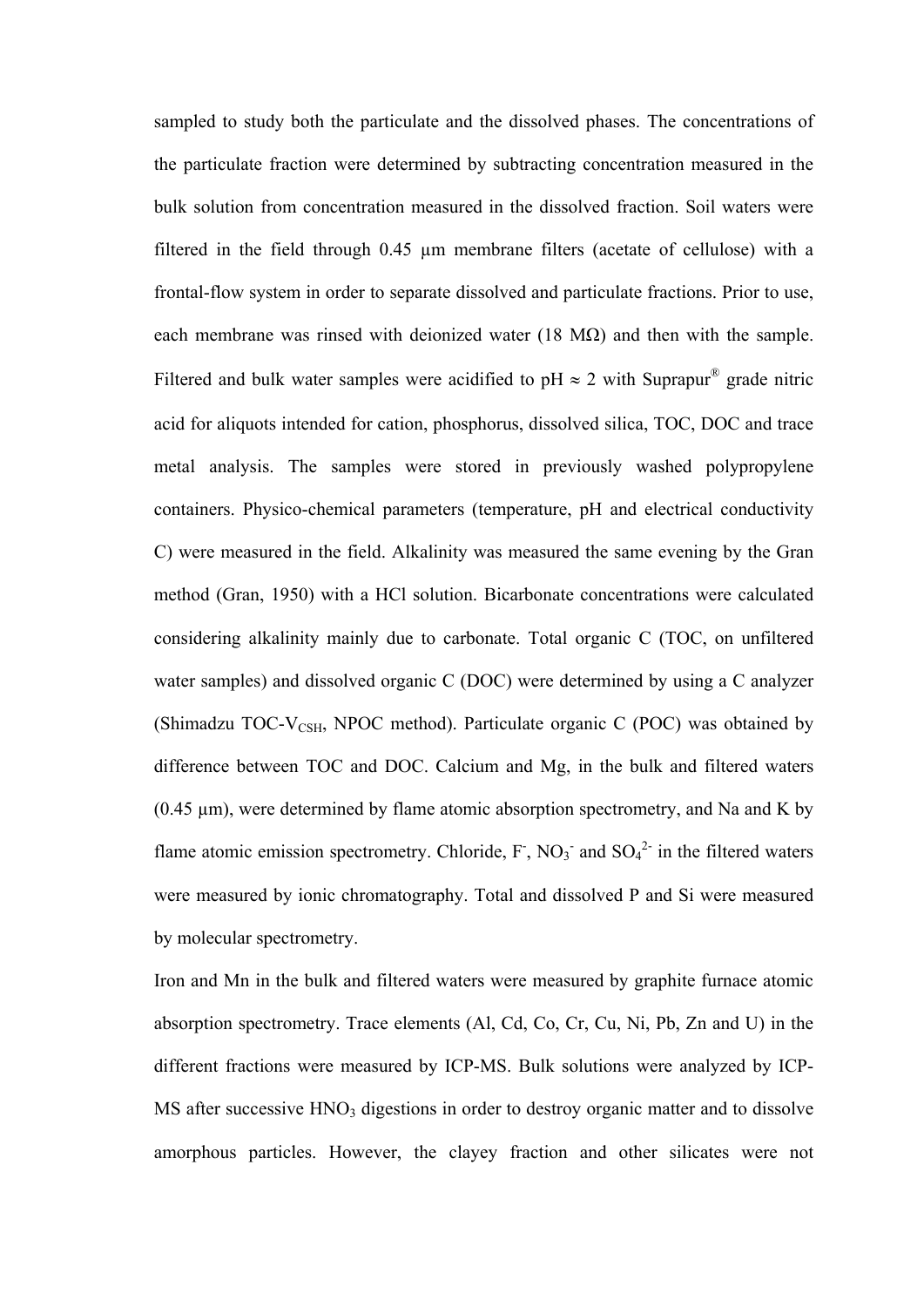sampled to study both the particulate and the dissolved phases. The concentrations of the particulate fraction were determined by subtracting concentration measured in the bulk solution from concentration measured in the dissolved fraction. Soil waters were filtered in the field through 0.45 µm membrane filters (acetate of cellulose) with a frontal-flow system in order to separate dissolved and particulate fractions. Prior to use, each membrane was rinsed with deionized water (18 MΩ) and then with the sample. Filtered and bulk water samples were acidified to pH ≈ 2 with Suprapur® grade nitric acid for aliquots intended for cation, phosphorus, dissolved silica, TOC, DOC and trace metal analysis. The samples were stored in previously washed polypropylene containers. Physico-chemical parameters (temperature, pH and electrical conductivity C) were measured in the field. Alkalinity was measured the same evening by the Gran method (Gran, 1950) with a HCl solution. Bicarbonate concentrations were calculated considering alkalinity mainly due to carbonate. Total organic C (TOC, on unfiltered water samples) and dissolved organic C (DOC) were determined by using a C analyzer (Shimadzu TOC-$V_{CSH}$, NPOC method). Particulate organic C (POC) was obtained by difference between TOC and DOC. Calcium and Mg, in the bulk and filtered waters (0.45 µm), were determined by flame atomic absorption spectrometry, and Na and K by flame atomic emission spectrometry. Chloride, $F^-$, $NO_3^-$ and $SO_4^{2-}$ in the filtered waters were measured by ionic chromatography. Total and dissolved P and Si were measured by molecular spectrometry.

Iron and Mn in the bulk and filtered waters were measured by graphite furnace atomic absorption spectrometry. Trace elements (Al, Cd, Co, Cr, Cu, Ni, Pb, Zn and U) in the different fractions were measured by ICP-MS. Bulk solutions were analyzed by ICP-MS after successive $HNO_3$ digestions in order to destroy organic matter and to dissolve amorphous particles. However, the clayey fraction and other silicates were not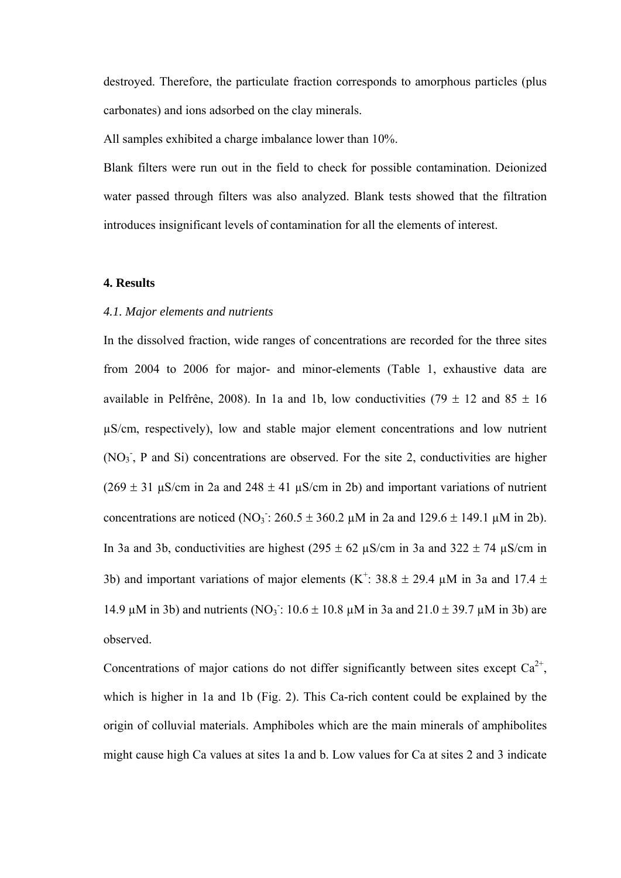destroyed. Therefore, the particulate fraction corresponds to amorphous particles (plus carbonates) and ions adsorbed on the clay minerals.

All samples exhibited a charge imbalance lower than 10%.

Blank filters were run out in the field to check for possible contamination. Deionized water passed through filters was also analyzed. Blank tests showed that the filtration introduces insignificant levels of contamination for all the elements of interest.

**4. Results**

*4.1. Major elements and nutrients*

In the dissolved fraction, wide ranges of concentrations are recorded for the three sites from 2004 to 2006 for major- and minor-elements (Table 1, exhaustive data are available in Pelfrêne, 2008). In 1a and 1b, low conductivities (79 ± 12 and 85 ± 16 µS/cm, respectively), low and stable major element concentrations and low nutrient ($NO_3^-$, P and Si) concentrations are observed. For the site 2, conductivities are higher (269 ± 31 µS/cm in 2a and 248 ± 41 µS/cm in 2b) and important variations of nutrient concentrations are noticed ($NO_3^-$: 260.5 ± 360.2 µM in 2a and 129.6 ± 149.1 µM in 2b). In 3a and 3b, conductivities are highest (295 ± 62 µS/cm in 3a and 322 ± 74 µS/cm in 3b) and important variations of major elements ($K^+$: 38.8 ± 29.4 µM in 3a and 17.4 ± 14.9 µM in 3b) and nutrients ($NO_3^-$: 10.6 ± 10.8 µM in 3a and 21.0 ± 39.7 µM in 3b) are observed.

Concentrations of major cations do not differ significantly between sites except $Ca^{2+}$, which is higher in 1a and 1b (Fig. 2). This Ca-rich content could be explained by the origin of colluvial materials. Amphiboles which are the main minerals of amphibolites might cause high Ca values at sites 1a and b. Low values for Ca at sites 2 and 3 indicate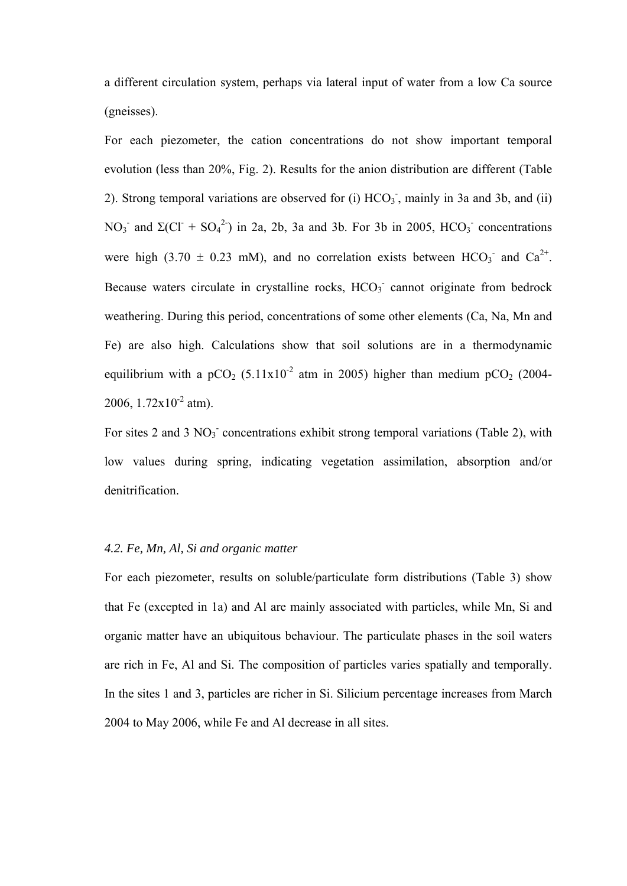a different circulation system, perhaps via lateral input of water from a low Ca source (gneisses).

For each piezometer, the cation concentrations do not show important temporal evolution (less than 20%, Fig. 2). Results for the anion distribution are different (Table 2). Strong temporal variations are observed for (i) $HCO_3^-$, mainly in 3a and 3b, and (ii) $NO_3^-$ and $\Sigma(Cl^- + SO_4^{2-})$ in 2a, 2b, 3a and 3b. For 3b in 2005, $HCO_3^-$ concentrations were high ($3.70 \pm 0.23$ mM), and no correlation exists between $HCO_3^-$ and $Ca^{2+}$. Because waters circulate in crystalline rocks, $HCO_3^-$ cannot originate from bedrock weathering. During this period, concentrations of some other elements (Ca, Na, Mn and Fe) are also high. Calculations show that soil solutions are in a thermodynamic equilibrium with a $pCO_2$ ($5.11 \times 10^{-2}$ atm in 2005) higher than medium $pCO_2$ (2004-2006, $1.72 \times 10^{-2}$ atm).

For sites 2 and 3 $NO_3^-$ concentrations exhibit strong temporal variations (Table 2), with low values during spring, indicating vegetation assimilation, absorption and/or denitrification.

### *4.2. Fe, Mn, Al, Si and organic matter*

For each piezometer, results on soluble/particulate form distributions (Table 3) show that Fe (excepted in 1a) and Al are mainly associated with particles, while Mn, Si and organic matter have an ubiquitous behaviour. The particulate phases in the soil waters are rich in Fe, Al and Si. The composition of particles varies spatially and temporally. In the sites 1 and 3, particles are richer in Si. Silicium percentage increases from March 2004 to May 2006, while Fe and Al decrease in all sites.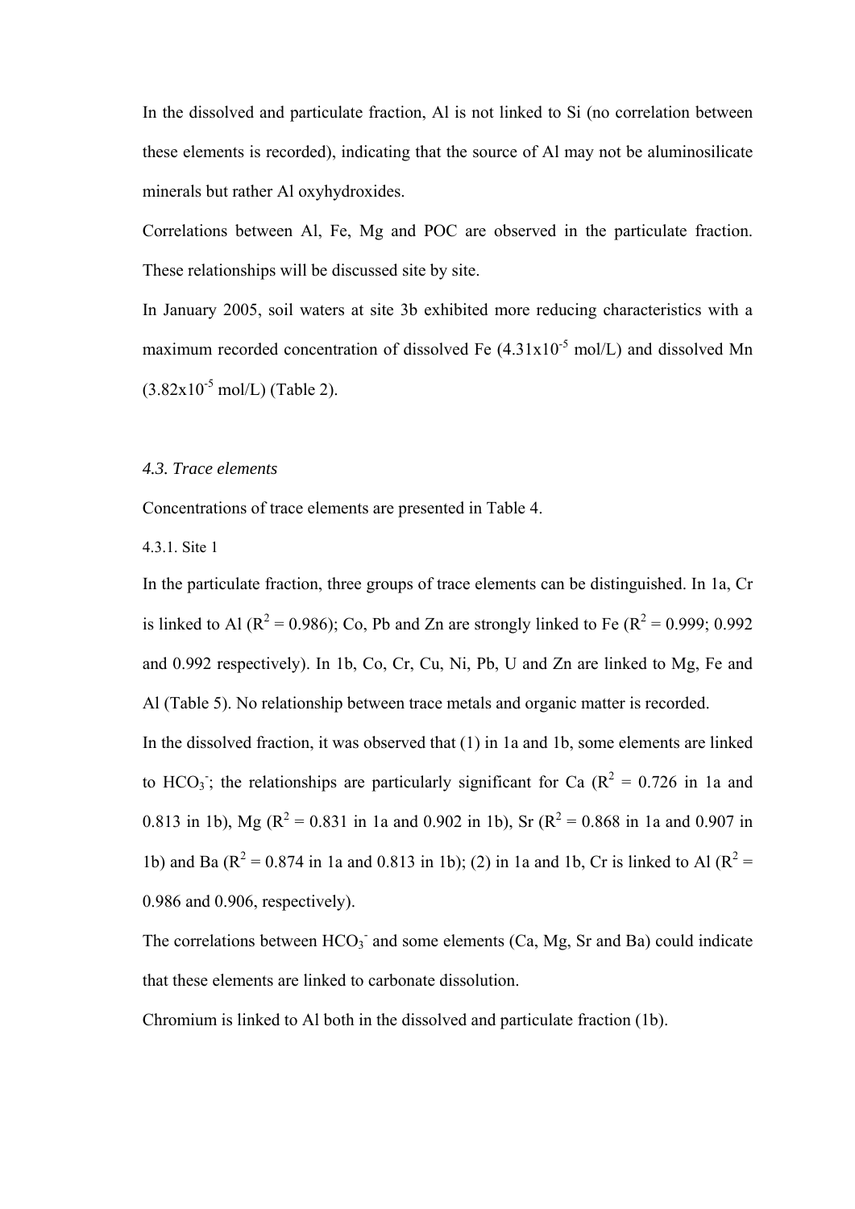In the dissolved and particulate fraction, Al is not linked to Si (no correlation between these elements is recorded), indicating that the source of Al may not be aluminosilicate minerals but rather Al oxyhydroxides.

Correlations between Al, Fe, Mg and POC are observed in the particulate fraction. These relationships will be discussed site by site.

In January 2005, soil waters at site 3b exhibited more reducing characteristics with a maximum recorded concentration of dissolved Fe ($4.31 \times 10^{-5}$ mol/L) and dissolved Mn ($3.82 \times 10^{-5}$ mol/L) (Table 2).

### *4.3. Trace elements*

Concentrations of trace elements are presented in Table 4.

#### 4.3.1. Site 1

In the particulate fraction, three groups of trace elements can be distinguished. In 1a, Cr is linked to Al ($R^2 = 0.986$); Co, Pb and Zn are strongly linked to Fe ($R^2 = 0.999$; 0.992 and 0.992 respectively). In 1b, Co, Cr, Cu, Ni, Pb, U and Zn are linked to Mg, Fe and Al (Table 5). No relationship between trace metals and organic matter is recorded.

In the dissolved fraction, it was observed that (1) in 1a and 1b, some elements are linked to $HCO_3^-$; the relationships are particularly significant for Ca ($R^2 = 0.726$ in 1a and 0.813 in 1b), Mg ($R^2 = 0.831$ in 1a and 0.902 in 1b), Sr ($R^2 = 0.868$ in 1a and 0.907 in 1b) and Ba ($R^2 = 0.874$ in 1a and 0.813 in 1b); (2) in 1a and 1b, Cr is linked to Al ($R^2 =$ 0.986 and 0.906, respectively).

The correlations between $HCO_3^-$ and some elements (Ca, Mg, Sr and Ba) could indicate that these elements are linked to carbonate dissolution.

Chromium is linked to Al both in the dissolved and particulate fraction (1b).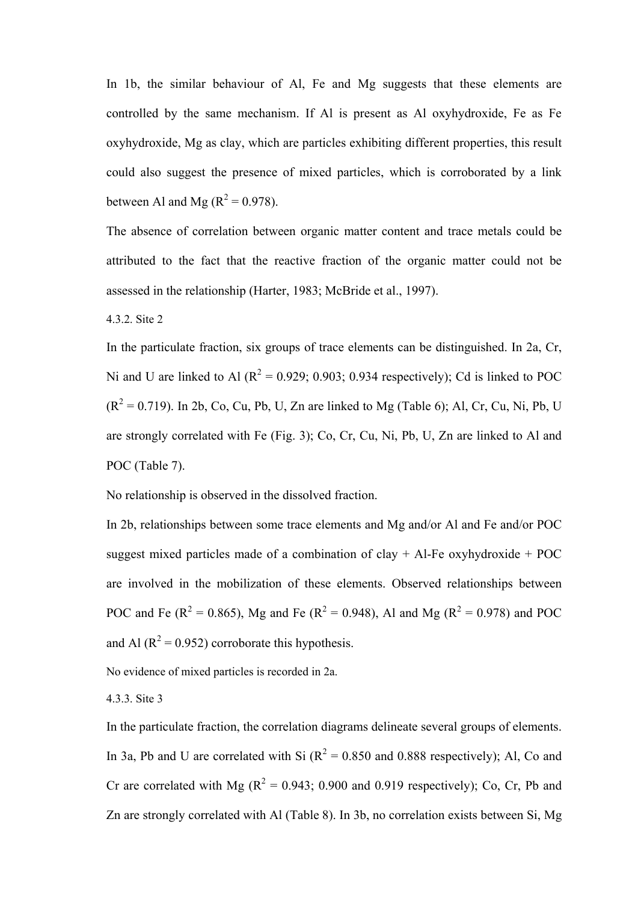In 1b, the similar behaviour of Al, Fe and Mg suggests that these elements are controlled by the same mechanism. If Al is present as Al oxyhydroxide, Fe as Fe oxyhydroxide, Mg as clay, which are particles exhibiting different properties, this result could also suggest the presence of mixed particles, which is corroborated by a link between Al and Mg ($R^2$ = 0.978).

The absence of correlation between organic matter content and trace metals could be attributed to the fact that the reactive fraction of the organic matter could not be assessed in the relationship (Harter, 1983; McBride et al., 1997).

#### 4.3.2. Site 2

In the particulate fraction, six groups of trace elements can be distinguished. In 2a, Cr, Ni and U are linked to Al ($R^2$ = 0.929; 0.903; 0.934 respectively); Cd is linked to POC ($R^2$ = 0.719). In 2b, Co, Cu, Pb, U, Zn are linked to Mg (Table 6); Al, Cr, Cu, Ni, Pb, U are strongly correlated with Fe (Fig. 3); Co, Cr, Cu, Ni, Pb, U, Zn are linked to Al and POC (Table 7).

No relationship is observed in the dissolved fraction.

In 2b, relationships between some trace elements and Mg and/or Al and Fe and/or POC suggest mixed particles made of a combination of clay + Al-Fe oxyhydroxide + POC are involved in the mobilization of these elements. Observed relationships between POC and Fe ($R^2$ = 0.865), Mg and Fe ($R^2$ = 0.948), Al and Mg ($R^2$ = 0.978) and POC and Al ($R^2$ = 0.952) corroborate this hypothesis.

No evidence of mixed particles is recorded in 2a.

#### 4.3.3. Site 3

In the particulate fraction, the correlation diagrams delineate several groups of elements. In 3a, Pb and U are correlated with Si ($R^2$ = 0.850 and 0.888 respectively); Al, Co and Cr are correlated with Mg ($R^2$ = 0.943; 0.900 and 0.919 respectively); Co, Cr, Pb and Zn are strongly correlated with Al (Table 8). In 3b, no correlation exists between Si, Mg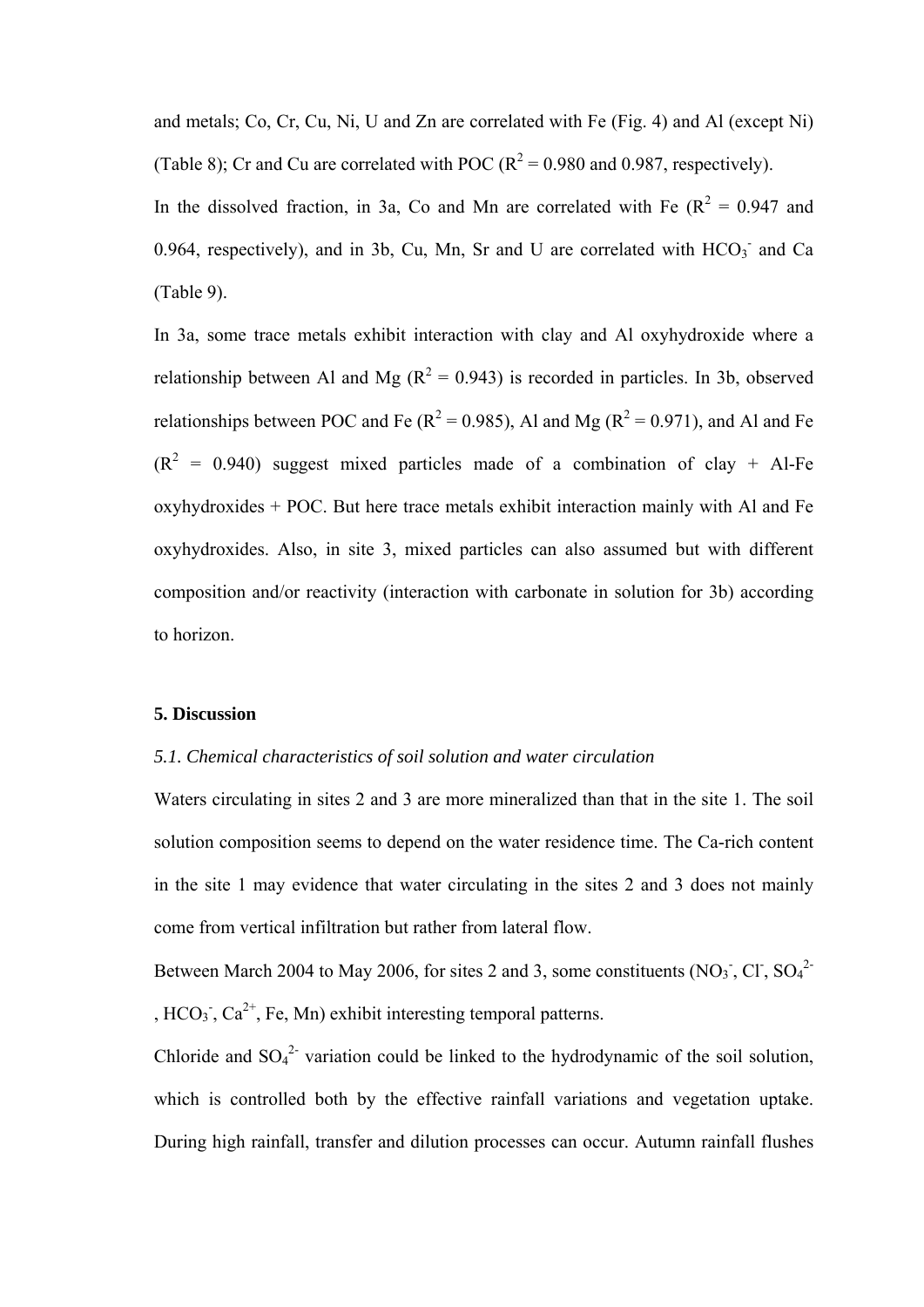and metals; Co, Cr, Cu, Ni, U and Zn are correlated with Fe (Fig. 4) and Al (except Ni) (Table 8); Cr and Cu are correlated with POC ($R^2$ = 0.980 and 0.987, respectively).

In the dissolved fraction, in 3a, Co and Mn are correlated with Fe ($R^2$ = 0.947 and 0.964, respectively), and in 3b, Cu, Mn, Sr and U are correlated with $HCO_3^-$ and Ca (Table 9).

In 3a, some trace metals exhibit interaction with clay and Al oxyhydroxide where a relationship between Al and Mg ($R^2$ = 0.943) is recorded in particles. In 3b, observed relationships between POC and Fe ($R^2$ = 0.985), Al and Mg ($R^2$ = 0.971), and Al and Fe ($R^2$ = 0.940) suggest mixed particles made of a combination of clay + Al-Fe oxyhydroxides + POC. But here trace metals exhibit interaction mainly with Al and Fe oxyhydroxides. Also, in site 3, mixed particles can also assumed but with different composition and/or reactivity (interaction with carbonate in solution for 3b) according to horizon.

## 5. Discussion

### *5.1. Chemical characteristics of soil solution and water circulation*

Waters circulating in sites 2 and 3 are more mineralized than that in the site 1. The soil solution composition seems to depend on the water residence time. The Ca-rich content in the site 1 may evidence that water circulating in the sites 2 and 3 does not mainly come from vertical infiltration but rather from lateral flow.

Between March 2004 to May 2006, for sites 2 and 3, some constituents ($NO_3^-$, $Cl^-$, $SO_4^{2-}$, $HCO_3^-$, $Ca^{2+}$, Fe, Mn) exhibit interesting temporal patterns.

Chloride and $SO_4^{2-}$ variation could be linked to the hydrodynamic of the soil solution, which is controlled both by the effective rainfall variations and vegetation uptake. During high rainfall, transfer and dilution processes can occur. Autumn rainfall flushes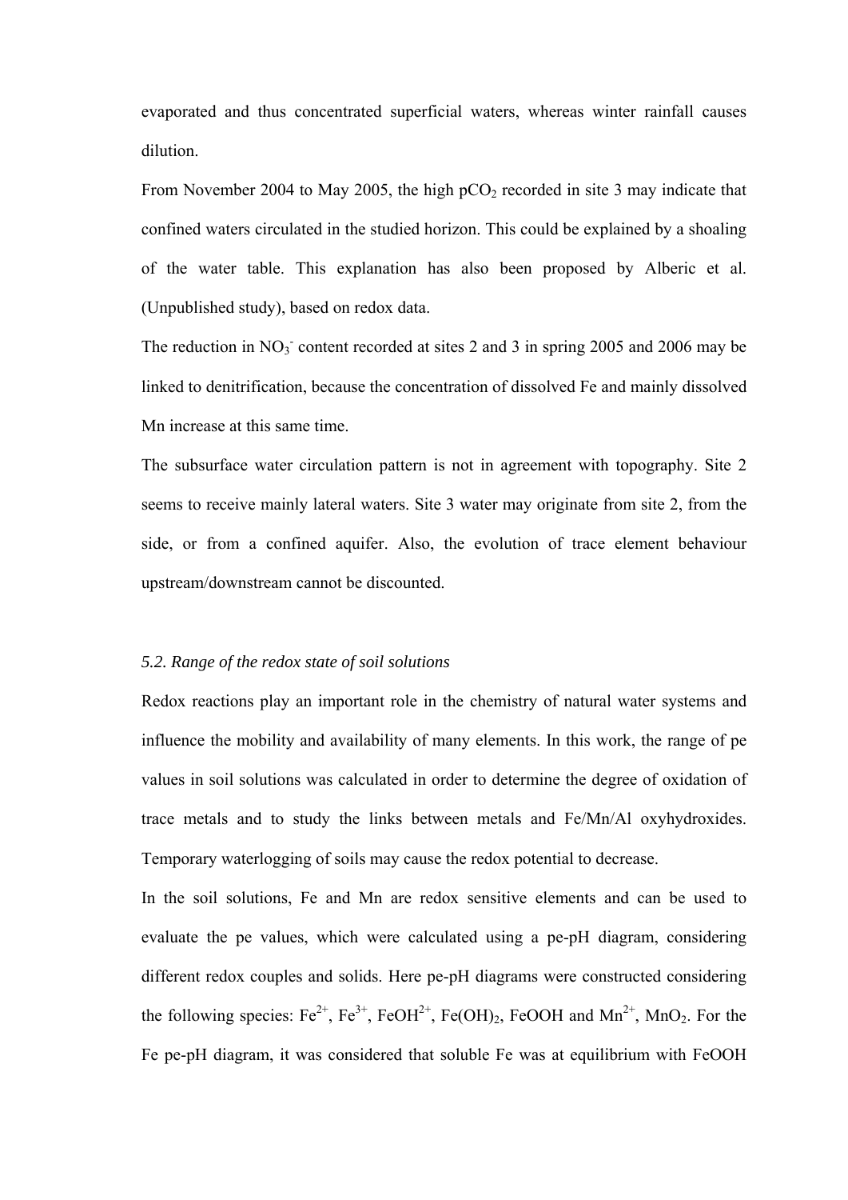evaporated and thus concentrated superficial waters, whereas winter rainfall causes dilution.

From November 2004 to May 2005, the high $pCO_2$ recorded in site 3 may indicate that confined waters circulated in the studied horizon. This could be explained by a shoaling of the water table. This explanation has also been proposed by Alberic et al. (Unpublished study), based on redox data.

The reduction in $NO_3^-$ content recorded at sites 2 and 3 in spring 2005 and 2006 may be linked to denitrification, because the concentration of dissolved Fe and mainly dissolved Mn increase at this same time.

The subsurface water circulation pattern is not in agreement with topography. Site 2 seems to receive mainly lateral waters. Site 3 water may originate from site 2, from the side, or from a confined aquifer. Also, the evolution of trace element behaviour upstream/downstream cannot be discounted.

### *5.2. Range of the redox state of soil solutions*

Redox reactions play an important role in the chemistry of natural water systems and influence the mobility and availability of many elements. In this work, the range of pe values in soil solutions was calculated in order to determine the degree of oxidation of trace metals and to study the links between metals and Fe/Mn/Al oxyhydroxides. Temporary waterlogging of soils may cause the redox potential to decrease.

In the soil solutions, Fe and Mn are redox sensitive elements and can be used to evaluate the pe values, which were calculated using a pe-pH diagram, considering different redox couples and solids. Here pe-pH diagrams were constructed considering the following species: $Fe^{2+}$, $Fe^{3+}$, $FeOH^{2+}$, $Fe(OH)_2$, FeOOH and $Mn^{2+}$, $MnO_2$. For the Fe pe-pH diagram, it was considered that soluble Fe was at equilibrium with FeOOH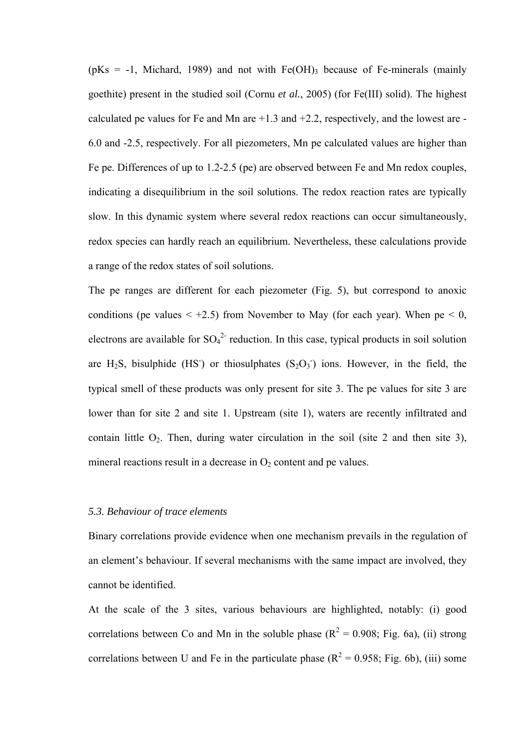(pKs = -1, Michard, 1989) and not with $Fe(OH)_3$ because of Fe-minerals (mainly goethite) present in the studied soil (Cornu *et al.*, 2005) (for Fe(III) solid). The highest calculated pe values for Fe and Mn are +1.3 and +2.2, respectively, and the lowest are -6.0 and -2.5, respectively. For all piezometers, Mn pe calculated values are higher than Fe pe. Differences of up to 1.2-2.5 (pe) are observed between Fe and Mn redox couples, indicating a disequilibrium in the soil solutions. The redox reaction rates are typically slow. In this dynamic system where several redox reactions can occur simultaneously, redox species can hardly reach an equilibrium. Nevertheless, these calculations provide a range of the redox states of soil solutions.

The pe ranges are different for each piezometer (Fig. 5), but correspond to anoxic conditions (pe values < +2.5) from November to May (for each year). When pe < 0, electrons are available for $SO_4^{2-}$ reduction. In this case, typical products in soil solution are $H_2S$, bisulphide ($HS^-$) or thiosulphates ($S_2O_3^-$) ions. However, in the field, the typical smell of these products was only present for site 3. The pe values for site 3 are lower than for site 2 and site 1. Upstream (site 1), waters are recently infiltrated and contain little $O_2$. Then, during water circulation in the soil (site 2 and then site 3), mineral reactions result in a decrease in $O_2$ content and pe values.

### *5.3. Behaviour of trace elements*

Binary correlations provide evidence when one mechanism prevails in the regulation of an element's behaviour. If several mechanisms with the same impact are involved, they cannot be identified.

At the scale of the 3 sites, various behaviours are highlighted, notably: (i) good correlations between Co and Mn in the soluble phase ($R^2$ = 0.908; Fig. 6a), (ii) strong correlations between U and Fe in the particulate phase ($R^2$ = 0.958; Fig. 6b), (iii) some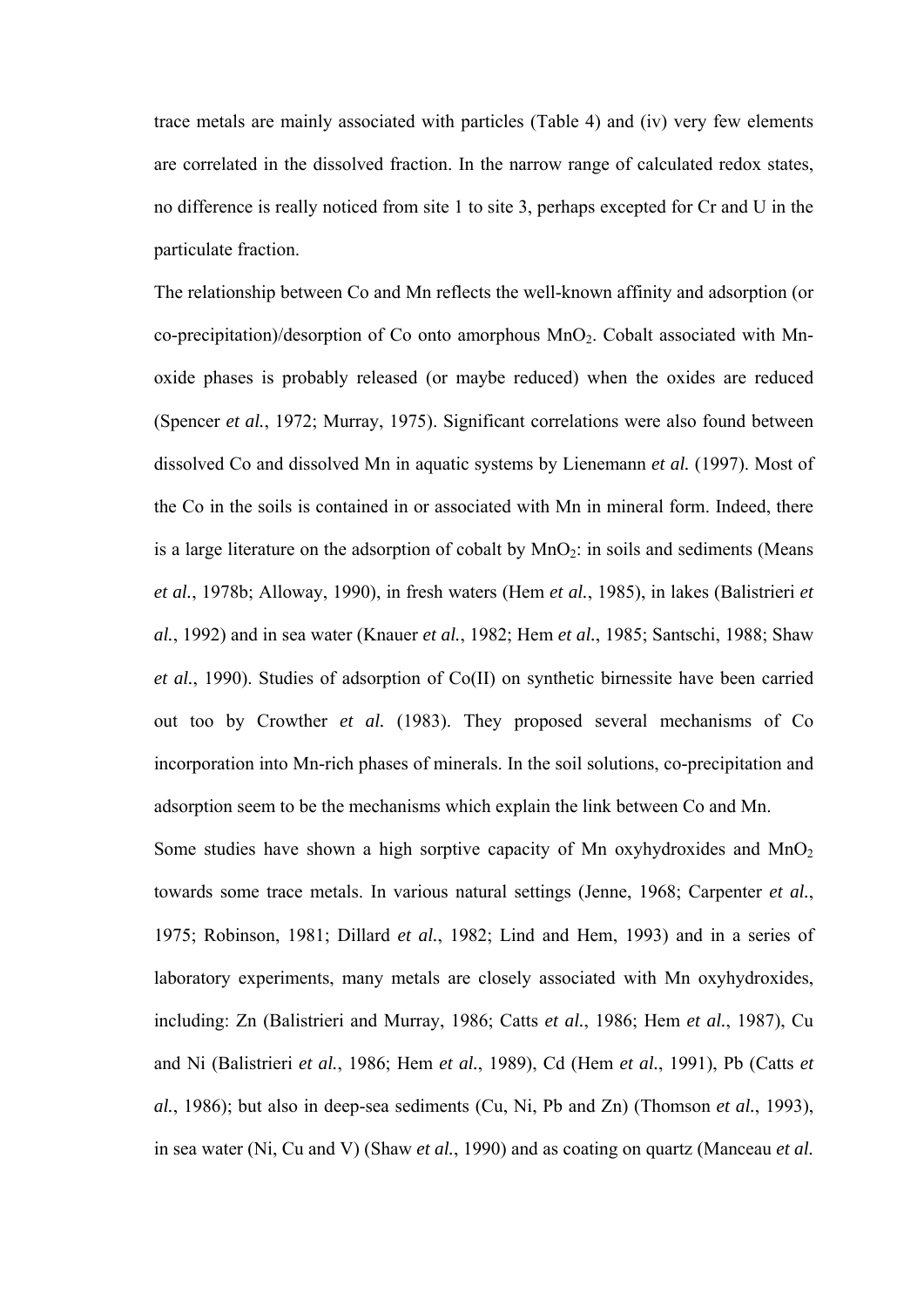trace metals are mainly associated with particles (Table 4) and (iv) very few elements are correlated in the dissolved fraction. In the narrow range of calculated redox states, no difference is really noticed from site 1 to site 3, perhaps excepted for Cr and U in the particulate fraction.

The relationship between Co and Mn reflects the well-known affinity and adsorption (or co-precipitation)/desorption of Co onto amorphous $MnO_2$. Cobalt associated with Mn-oxide phases is probably released (or maybe reduced) when the oxides are reduced (Spencer *et al.*, 1972; Murray, 1975). Significant correlations were also found between dissolved Co and dissolved Mn in aquatic systems by Lienemann *et al.* (1997). Most of the Co in the soils is contained in or associated with Mn in mineral form. Indeed, there is a large literature on the adsorption of cobalt by $MnO_2$: in soils and sediments (Means *et al.*, 1978b; Alloway, 1990), in fresh waters (Hem *et al.*, 1985), in lakes (Balistrieri *et al.*, 1992) and in sea water (Knauer *et al.*, 1982; Hem *et al.*, 1985; Santschi, 1988; Shaw *et al.*, 1990). Studies of adsorption of Co(II) on synthetic birnessite have been carried out too by Crowther *et al.* (1983). They proposed several mechanisms of Co incorporation into Mn-rich phases of minerals. In the soil solutions, co-precipitation and adsorption seem to be the mechanisms which explain the link between Co and Mn.

Some studies have shown a high sorptive capacity of Mn oxyhydroxides and $MnO_2$ towards some trace metals. In various natural settings (Jenne, 1968; Carpenter *et al.*, 1975; Robinson, 1981; Dillard *et al.*, 1982; Lind and Hem, 1993) and in a series of laboratory experiments, many metals are closely associated with Mn oxyhydroxides, including: Zn (Balistrieri and Murray, 1986; Catts *et al.*, 1986; Hem *et al.*, 1987), Cu and Ni (Balistrieri *et al.*, 1986; Hem *et al.*, 1989), Cd (Hem *et al.*, 1991), Pb (Catts *et al.*, 1986); but also in deep-sea sediments (Cu, Ni, Pb and Zn) (Thomson *et al.*, 1993), in sea water (Ni, Cu and V) (Shaw *et al.*, 1990) and as coating on quartz (Manceau *et al.*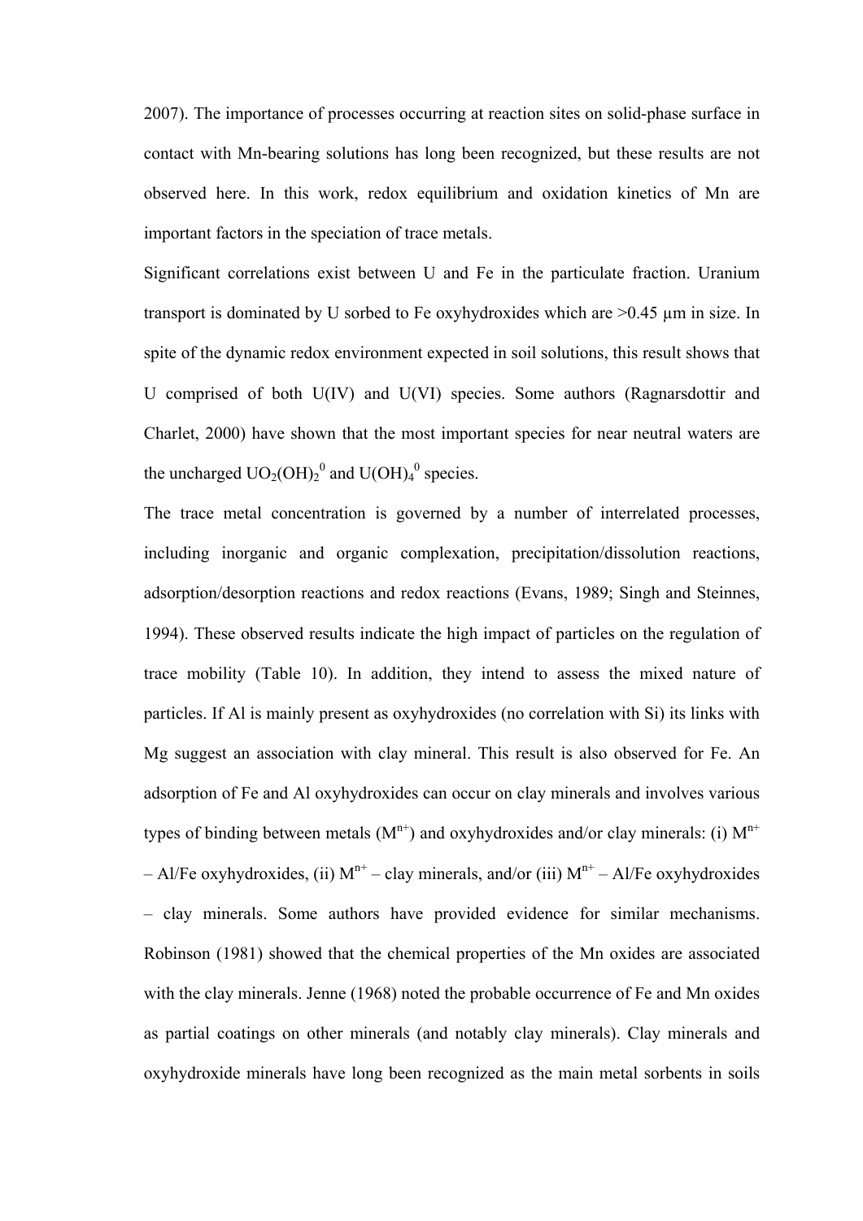2007). The importance of processes occurring at reaction sites on solid-phase surface in contact with Mn-bearing solutions has long been recognized, but these results are not observed here. In this work, redox equilibrium and oxidation kinetics of Mn are important factors in the speciation of trace metals.

Significant correlations exist between U and Fe in the particulate fraction. Uranium transport is dominated by U sorbed to Fe oxyhydroxides which are >0.45 µm in size. In spite of the dynamic redox environment expected in soil solutions, this result shows that U comprised of both U(IV) and U(VI) species. Some authors (Ragnarsdottir and Charlet, 2000) have shown that the most important species for near neutral waters are the uncharged $UO_2(OH)_2^0$ and $U(OH)_4^0$ species.

The trace metal concentration is governed by a number of interrelated processes, including inorganic and organic complexation, precipitation/dissolution reactions, adsorption/desorption reactions and redox reactions (Evans, 1989; Singh and Steinnes, 1994). These observed results indicate the high impact of particles on the regulation of trace mobility (Table 10). In addition, they intend to assess the mixed nature of particles. If Al is mainly present as oxyhydroxides (no correlation with Si) its links with Mg suggest an association with clay mineral. This result is also observed for Fe. An adsorption of Fe and Al oxyhydroxides can occur on clay minerals and involves various types of binding between metals ($M^{n+}$) and oxyhydroxides and/or clay minerals: (i) $M^{n+}$ – Al/Fe oxyhydroxides, (ii) $M^{n+}$ – clay minerals, and/or (iii) $M^{n+}$ – Al/Fe oxyhydroxides – clay minerals. Some authors have provided evidence for similar mechanisms. Robinson (1981) showed that the chemical properties of the Mn oxides are associated with the clay minerals. Jenne (1968) noted the probable occurrence of Fe and Mn oxides as partial coatings on other minerals (and notably clay minerals). Clay minerals and oxyhydroxide minerals have long been recognized as the main metal sorbents in soils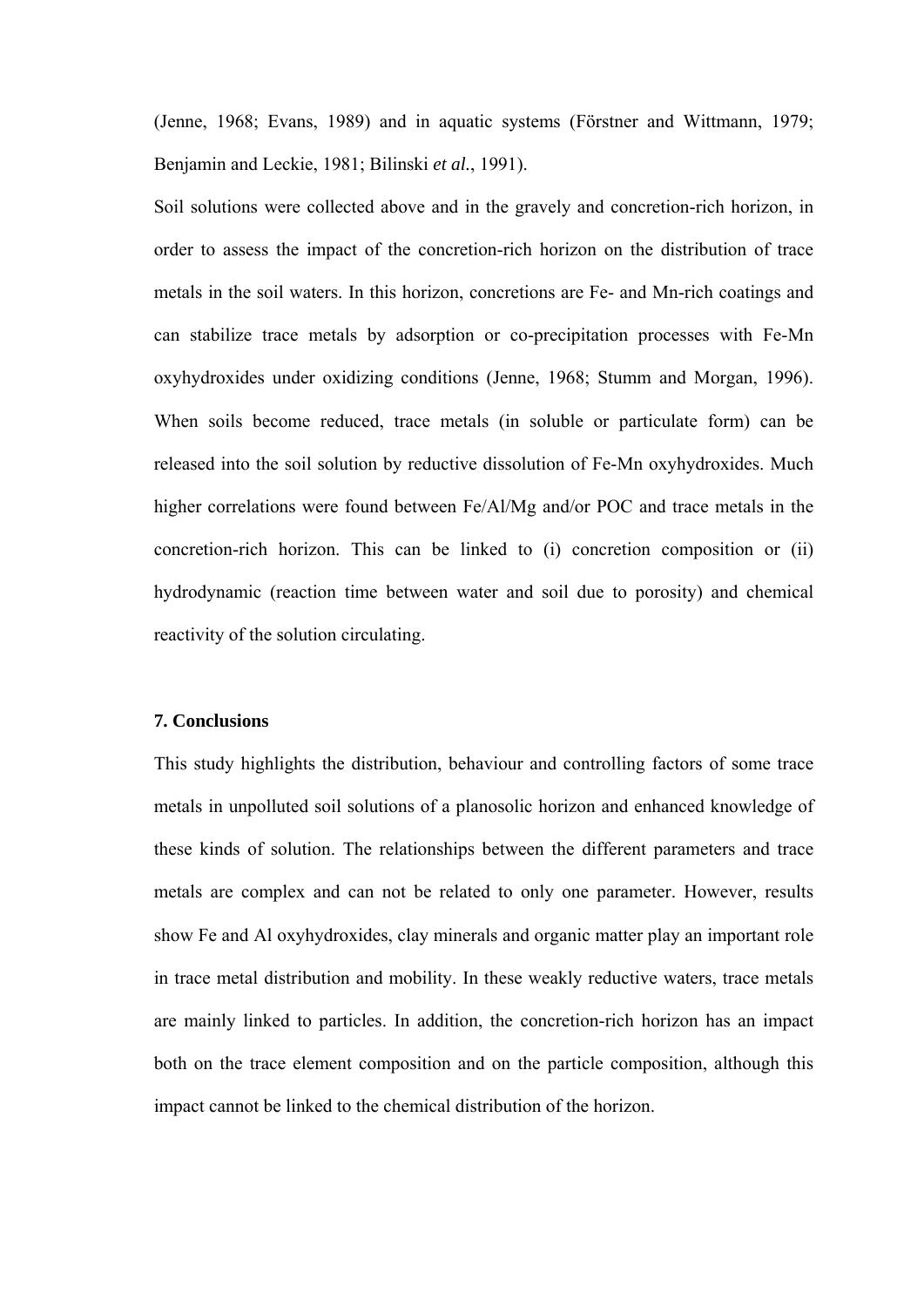(Jenne, 1968; Evans, 1989) and in aquatic systems (Förstner and Wittmann, 1979; Benjamin and Leckie, 1981; Bilinski *et al.*, 1991).

Soil solutions were collected above and in the gravely and concretion-rich horizon, in order to assess the impact of the concretion-rich horizon on the distribution of trace metals in the soil waters. In this horizon, concretions are Fe- and Mn-rich coatings and can stabilize trace metals by adsorption or co-precipitation processes with Fe-Mn oxyhydroxides under oxidizing conditions (Jenne, 1968; Stumm and Morgan, 1996). When soils become reduced, trace metals (in soluble or particulate form) can be released into the soil solution by reductive dissolution of Fe-Mn oxyhydroxides. Much higher correlations were found between Fe/Al/Mg and/or POC and trace metals in the concretion-rich horizon. This can be linked to (i) concretion composition or (ii) hydrodynamic (reaction time between water and soil due to porosity) and chemical reactivity of the solution circulating.

## 7. Conclusions

This study highlights the distribution, behaviour and controlling factors of some trace metals in unpolluted soil solutions of a planosolic horizon and enhanced knowledge of these kinds of solution. The relationships between the different parameters and trace metals are complex and can not be related to only one parameter. However, results show Fe and Al oxyhydroxides, clay minerals and organic matter play an important role in trace metal distribution and mobility. In these weakly reductive waters, trace metals are mainly linked to particles. In addition, the concretion-rich horizon has an impact both on the trace element composition and on the particle composition, although this impact cannot be linked to the chemical distribution of the horizon.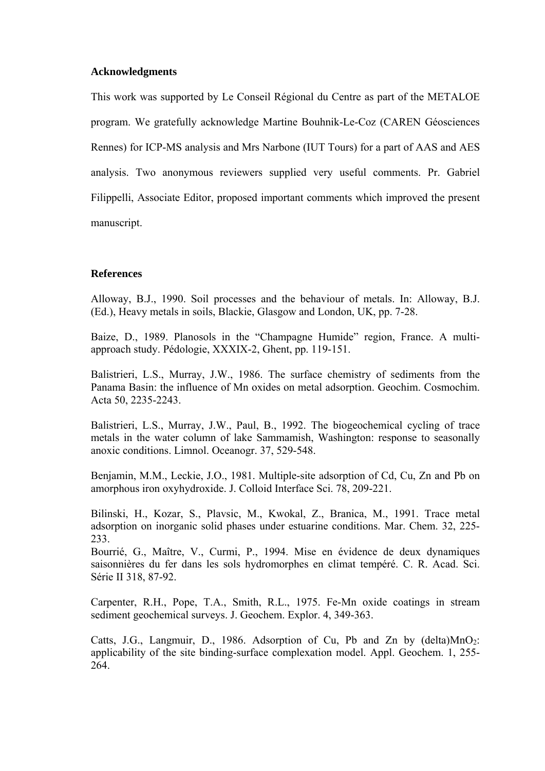## Acknowledgments

This work was supported by Le Conseil Régional du Centre as part of the METALOE program. We gratefully acknowledge Martine Bouhnik-Le-Coz (CAREN Géosciences Rennes) for ICP-MS analysis and Mrs Narbone (IUT Tours) for a part of AAS and AES analysis. Two anonymous reviewers supplied very useful comments. Pr. Gabriel Filippelli, Associate Editor, proposed important comments which improved the present manuscript.

## References

Alloway, B.J., 1990. Soil processes and the behaviour of metals. In: Alloway, B.J. (Ed.), Heavy metals in soils, Blackie, Glasgow and London, UK, pp. 7-28.

Baize, D., 1989. Planosols in the "Champagne Humide" region, France. A multi-approach study. Pédologie, XXXIX-2, Ghent, pp. 119-151.

Balistrieri, L.S., Murray, J.W., 1986. The surface chemistry of sediments from the Panama Basin: the influence of Mn oxides on metal adsorption. Geochim. Cosmochim. Acta 50, 2235-2243.

Balistrieri, L.S., Murray, J.W., Paul, B., 1992. The biogeochemical cycling of trace metals in the water column of lake Sammamish, Washington: response to seasonally anoxic conditions. Limnol. Oceanogr. 37, 529-548.

Benjamin, M.M., Leckie, J.O., 1981. Multiple-site adsorption of Cd, Cu, Zn and Pb on amorphous iron oxyhydroxide. J. Colloid Interface Sci. 78, 209-221.

Bilinski, H., Kozar, S., Plavsic, M., Kwokal, Z., Branica, M., 1991. Trace metal adsorption on inorganic solid phases under estuarine conditions. Mar. Chem. 32, 225-233.

Bourrié, G., Maître, V., Curmi, P., 1994. Mise en évidence de deux dynamiques saisonnières du fer dans les sols hydromorphes en climat tempéré. C. R. Acad. Sci. Série II 318, 87-92.

Carpenter, R.H., Pope, T.A., Smith, R.L., 1975. Fe-Mn oxide coatings in stream sediment geochemical surveys. J. Geochem. Explor. 4, 349-363.

Catts, J.G., Langmuir, D., 1986. Adsorption of Cu, Pb and Zn by (delta)$MnO_2$: applicability of the site binding-surface complexation model. Appl. Geochem. 1, 255-264.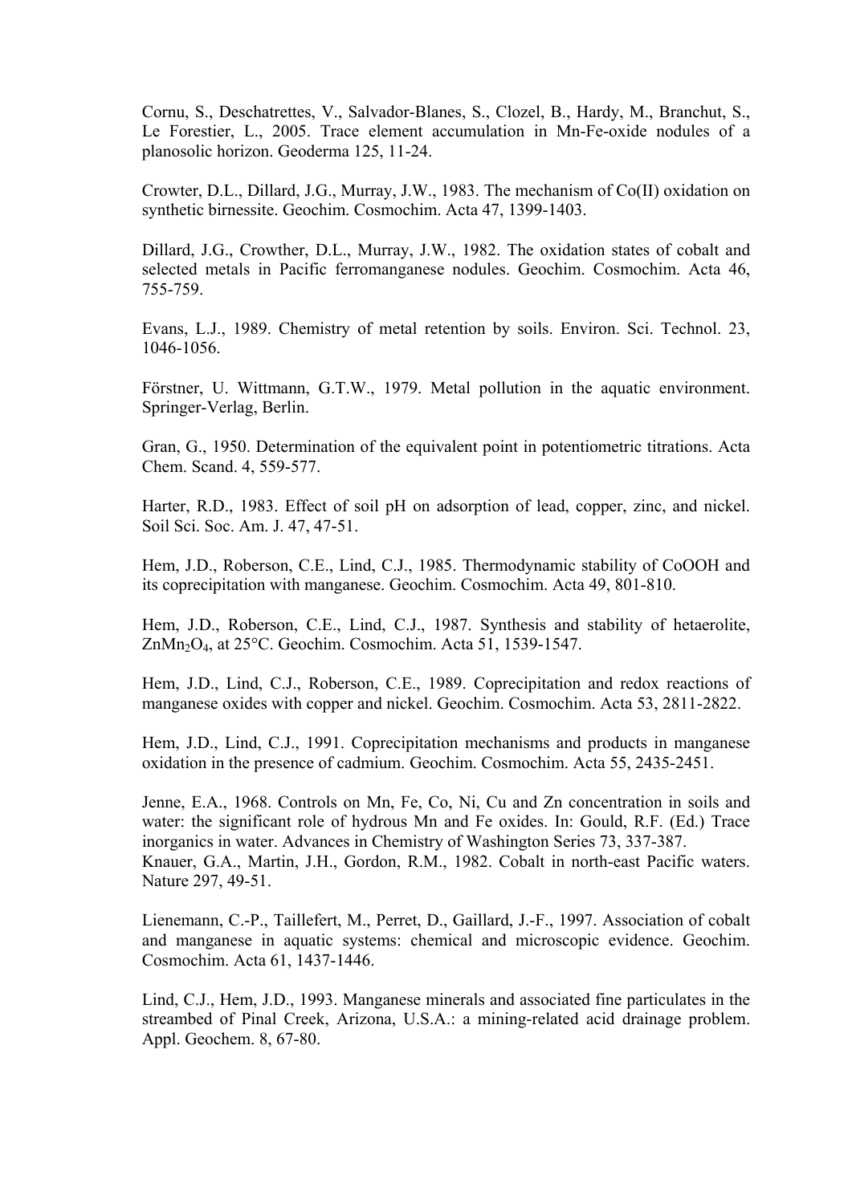Cornu, S., Deschatrettes, V., Salvador-Blanes, S., Clozel, B., Hardy, M., Branchut, S., Le Forestier, L., 2005. Trace element accumulation in Mn-Fe-oxide nodules of a planosolic horizon. Geoderma 125, 11-24.

Crowter, D.L., Dillard, J.G., Murray, J.W., 1983. The mechanism of Co(II) oxidation on synthetic birnessite. Geochim. Cosmochim. Acta 47, 1399-1403.

Dillard, J.G., Crowther, D.L., Murray, J.W., 1982. The oxidation states of cobalt and selected metals in Pacific ferromanganese nodules. Geochim. Cosmochim. Acta 46, 755-759.

Evans, L.J., 1989. Chemistry of metal retention by soils. Environ. Sci. Technol. 23, 1046-1056.

Förstner, U. Wittmann, G.T.W., 1979. Metal pollution in the aquatic environment. Springer-Verlag, Berlin.

Gran, G., 1950. Determination of the equivalent point in potentiometric titrations. Acta Chem. Scand. 4, 559-577.

Harter, R.D., 1983. Effect of soil pH on adsorption of lead, copper, zinc, and nickel. Soil Sci. Soc. Am. J. 47, 47-51.

Hem, J.D., Roberson, C.E., Lind, C.J., 1985. Thermodynamic stability of CoOOH and its coprecipitation with manganese. Geochim. Cosmochim. Acta 49, 801-810.

Hem, J.D., Roberson, C.E., Lind, C.J., 1987. Synthesis and stability of hetaerolite, $ZnMn_2O_4$, at 25°C. Geochim. Cosmochim. Acta 51, 1539-1547.

Hem, J.D., Lind, C.J., Roberson, C.E., 1989. Coprecipitation and redox reactions of manganese oxides with copper and nickel. Geochim. Cosmochim. Acta 53, 2811-2822.

Hem, J.D., Lind, C.J., 1991. Coprecipitation mechanisms and products in manganese oxidation in the presence of cadmium. Geochim. Cosmochim. Acta 55, 2435-2451.

Jenne, E.A., 1968. Controls on Mn, Fe, Co, Ni, Cu and Zn concentration in soils and water: the significant role of hydrous Mn and Fe oxides. In: Gould, R.F. (Ed.) Trace inorganics in water. Advances in Chemistry of Washington Series 73, 337-387.

Knauer, G.A., Martin, J.H., Gordon, R.M., 1982. Cobalt in north-east Pacific waters. Nature 297, 49-51.

Lienemann, C.-P., Taillefert, M., Perret, D., Gaillard, J.-F., 1997. Association of cobalt and manganese in aquatic systems: chemical and microscopic evidence. Geochim. Cosmochim. Acta 61, 1437-1446.

Lind, C.J., Hem, J.D., 1993. Manganese minerals and associated fine particulates in the streambed of Pinal Creek, Arizona, U.S.A.: a mining-related acid drainage problem. Appl. Geochem. 8, 67-80.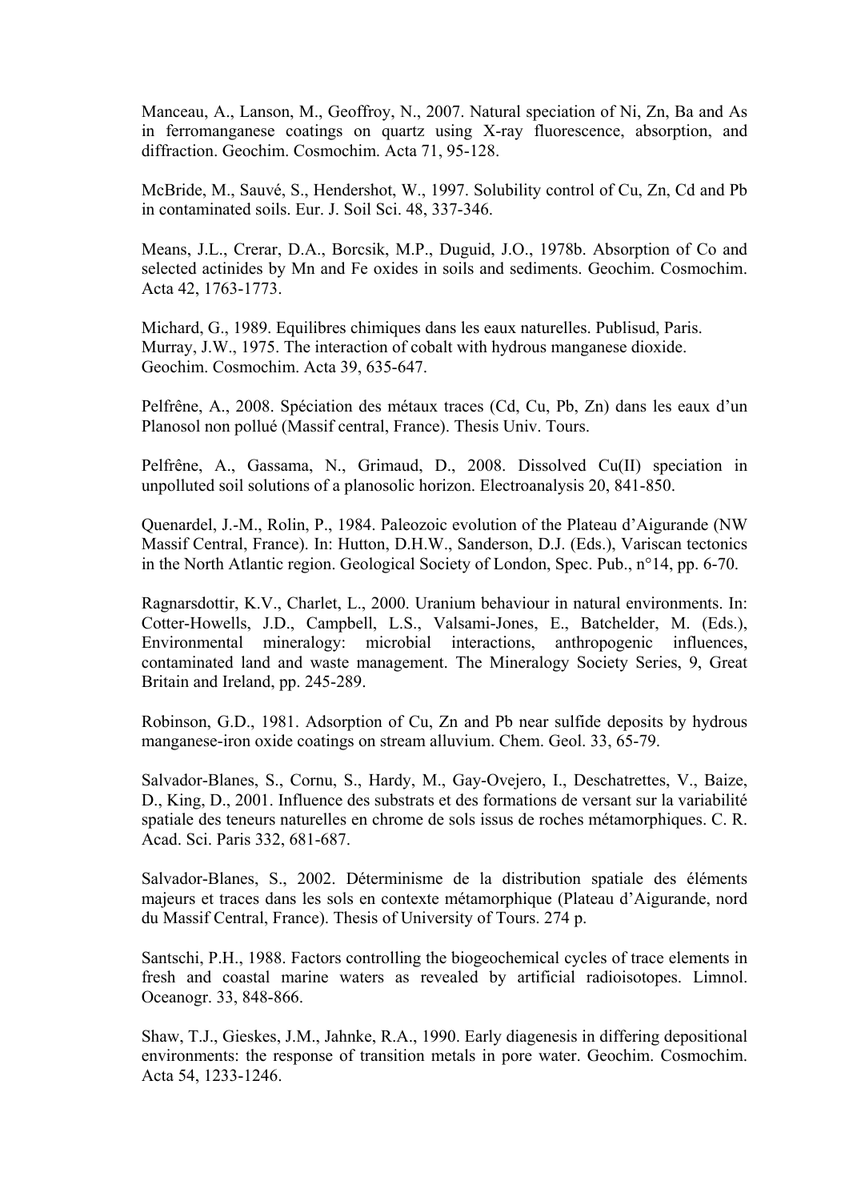Manceau, A., Lanson, M., Geoffroy, N., 2007. Natural speciation of Ni, Zn, Ba and As in ferromanganese coatings on quartz using X-ray fluorescence, absorption, and diffraction. Geochim. Cosmochim. Acta 71, 95-128.

McBride, M., Sauvé, S., Hendershot, W., 1997. Solubility control of Cu, Zn, Cd and Pb in contaminated soils. Eur. J. Soil Sci. 48, 337-346.

Means, J.L., Crerar, D.A., Borcsik, M.P., Duguid, J.O., 1978b. Absorption of Co and selected actinides by Mn and Fe oxides in soils and sediments. Geochim. Cosmochim. Acta 42, 1763-1773.

Michard, G., 1989. Equilibres chimiques dans les eaux naturelles. Publisud, Paris.
Murray, J.W., 1975. The interaction of cobalt with hydrous manganese dioxide. Geochim. Cosmochim. Acta 39, 635-647.

Pelfrêne, A., 2008. Spéciation des métaux traces (Cd, Cu, Pb, Zn) dans les eaux d'un Planosol non pollué (Massif central, France). Thesis Univ. Tours.

Pelfrêne, A., Gassama, N., Grimaud, D., 2008. Dissolved Cu(II) speciation in unpolluted soil solutions of a planosolic horizon. Electroanalysis 20, 841-850.

Quenardel, J.-M., Rolin, P., 1984. Paleozoic evolution of the Plateau d'Aigurande (NW Massif Central, France). In: Hutton, D.H.W., Sanderson, D.J. (Eds.), Variscan tectonics in the North Atlantic region. Geological Society of London, Spec. Pub., n°14, pp. 6-70.

Ragnarsdottir, K.V., Charlet, L., 2000. Uranium behaviour in natural environments. In: Cotter-Howells, J.D., Campbell, L.S., Valsami-Jones, E., Batchelder, M. (Eds.), Environmental mineralogy: microbial interactions, anthropogenic influences, contaminated land and waste management. The Mineralogy Society Series, 9, Great Britain and Ireland, pp. 245-289.

Robinson, G.D., 1981. Adsorption of Cu, Zn and Pb near sulfide deposits by hydrous manganese-iron oxide coatings on stream alluvium. Chem. Geol. 33, 65-79.

Salvador-Blanes, S., Cornu, S., Hardy, M., Gay-Ovejero, I., Deschatrettes, V., Baize, D., King, D., 2001. Influence des substrats et des formations de versant sur la variabilité spatiale des teneurs naturelles en chrome de sols issus de roches métamorphiques. C. R. Acad. Sci. Paris 332, 681-687.

Salvador-Blanes, S., 2002. Déterminisme de la distribution spatiale des éléments majeurs et traces dans les sols en contexte métamorphique (Plateau d'Aigurande, nord du Massif Central, France). Thesis of University of Tours. 274 p.

Santschi, P.H., 1988. Factors controlling the biogeochemical cycles of trace elements in fresh and coastal marine waters as revealed by artificial radioisotopes. Limnol. Oceanogr. 33, 848-866.

Shaw, T.J., Gieskes, J.M., Jahnke, R.A., 1990. Early diagenesis in differing depositional environments: the response of transition metals in pore water. Geochim. Cosmochim. Acta 54, 1233-1246.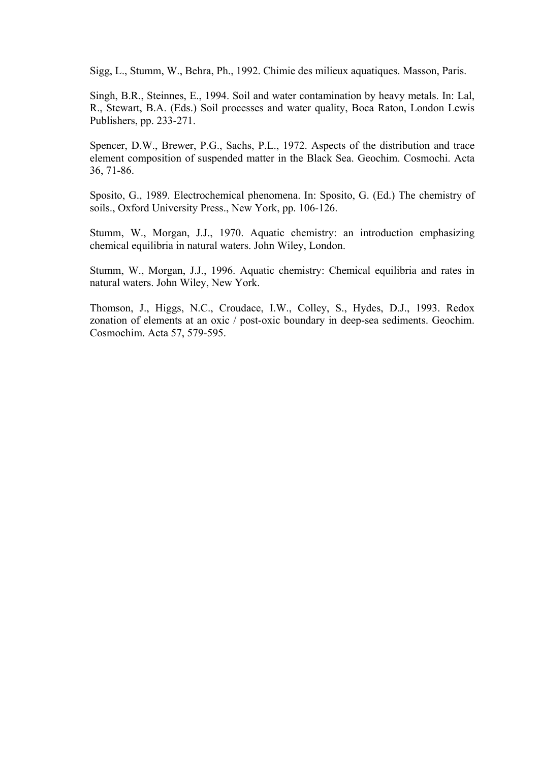Sigg, L., Stumm, W., Behra, Ph., 1992. Chimie des milieux aquatiques. Masson, Paris.

Singh, B.R., Steinnes, E., 1994. Soil and water contamination by heavy metals. In: Lal, R., Stewart, B.A. (Eds.) Soil processes and water quality, Boca Raton, London Lewis Publishers, pp. 233-271.

Spencer, D.W., Brewer, P.G., Sachs, P.L., 1972. Aspects of the distribution and trace element composition of suspended matter in the Black Sea. Geochim. Cosmochi. Acta 36, 71-86.

Sposito, G., 1989. Electrochemical phenomena. In: Sposito, G. (Ed.) The chemistry of soils., Oxford University Press., New York, pp. 106-126.

Stumm, W., Morgan, J.J., 1970. Aquatic chemistry: an introduction emphasizing chemical equilibria in natural waters. John Wiley, London.

Stumm, W., Morgan, J.J., 1996. Aquatic chemistry: Chemical equilibria and rates in natural waters. John Wiley, New York.

Thomson, J., Higgs, N.C., Croudace, I.W., Colley, S., Hydes, D.J., 1993. Redox zonation of elements at an oxic / post-oxic boundary in deep-sea sediments. Geochim. Cosmochim. Acta 57, 579-595.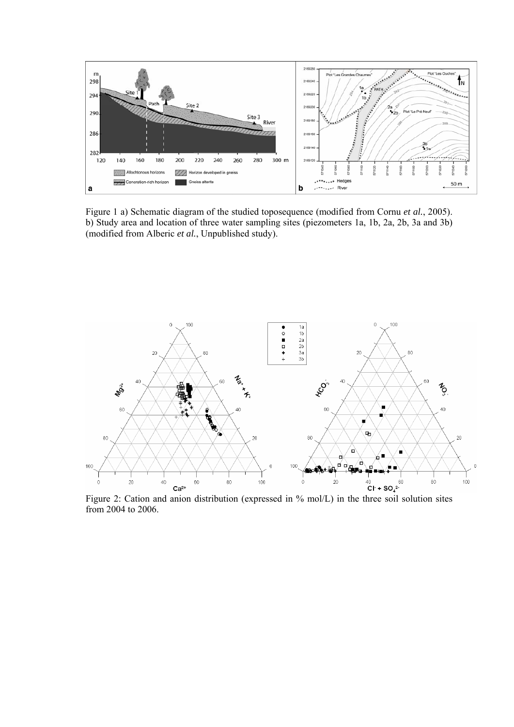Figure 1 a) Schematic diagram of the studied toposequence (modified from Cornu *et al.*, 2005). b) Study area and location of three water sampling sites (piezometers 1a, 1b, 2a, 2b, 3a and 3b) (modified from Alberic *et al.*, Unpublished study).

Figure 2: Cation and anion distribution (expressed in % mol/L) in the three soil solution sites from 2004 to 2006.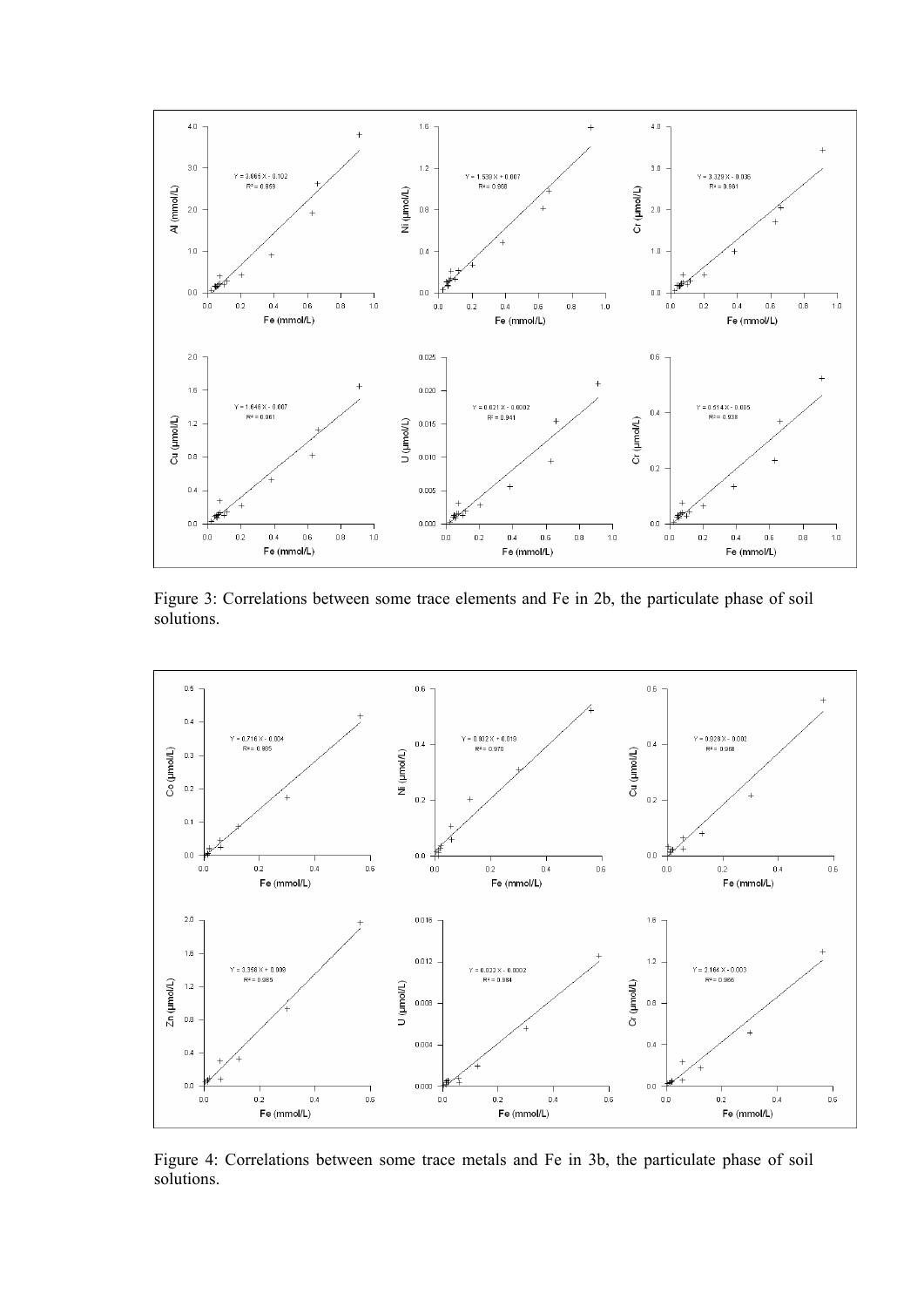Figure 3: Correlations between some trace elements and Fe in 2b, the particulate phase of soil solutions.

Figure 4: Correlations between some trace metals and Fe in 3b, the particulate phase of soil solutions.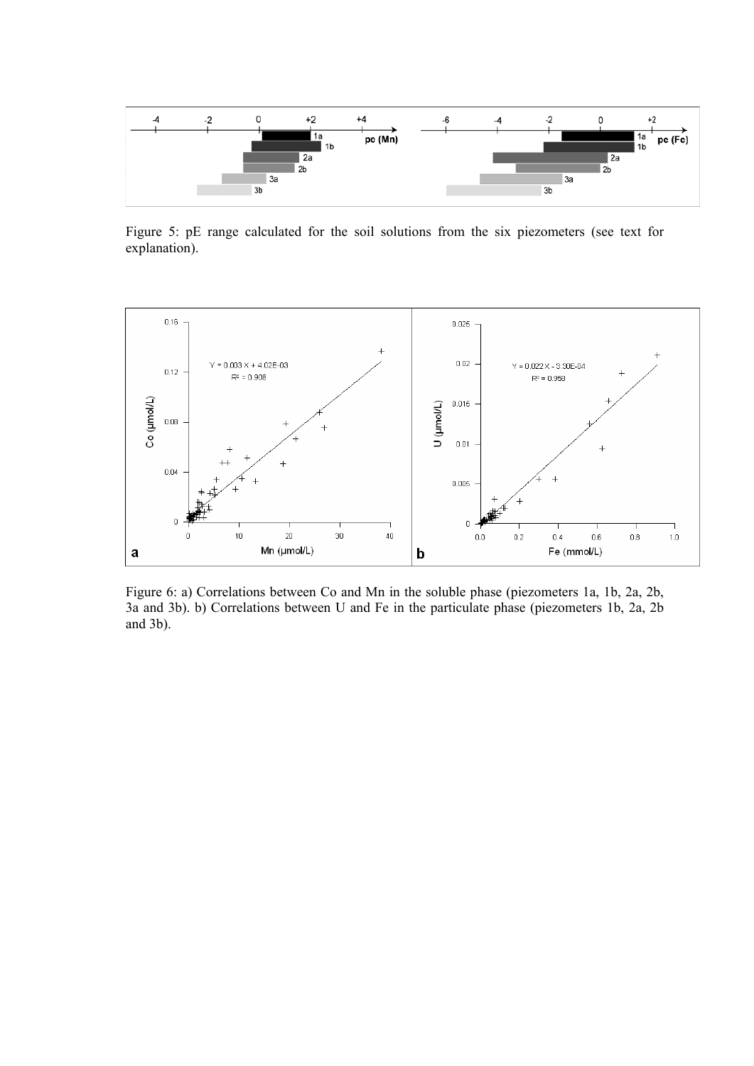Figure 5: pE range calculated for the soil solutions from the six piezometers (see text for explanation).

Figure 6: a) Correlations between Co and Mn in the soluble phase (piezometers 1a, 1b, 2a, 2b, 3a and 3b). b) Correlations between U and Fe in the particulate phase (piezometers 1b, 2a, 2b and 3b).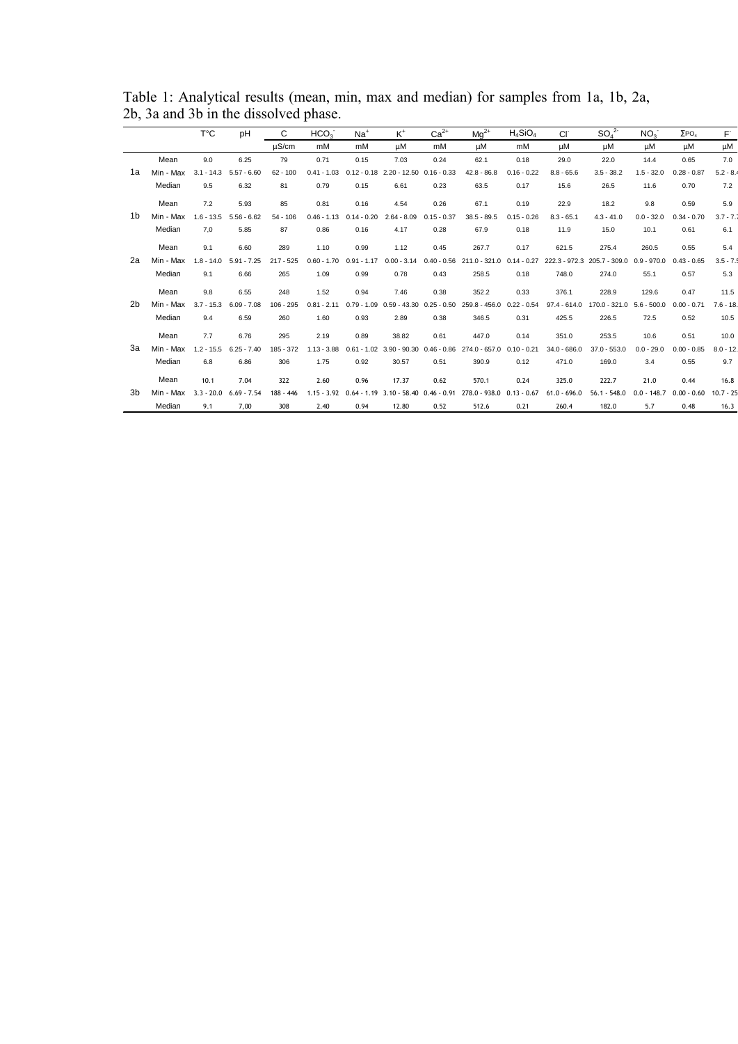Table 1: Analytical results (mean, min, max and median) for samples from 1a, 1b, 2a, 2b, 3a and 3b in the dissolved phase.

| | | T°C | pH | C | $HCO_3^-$ | $Na^+$ | $K^+$ | $Ca^{2+}$ | $Mg^{2+}$ | $H_4SiO_4$ | $Cl^-$ | $SO_4^{2-}$ | $NO_3^-$ | $\Sigma PO_4$ | $F^-$ |
|---|---|---|---|---|---|---|---|---|---|---|---|---|---|---|---|
| | | | | µS/cm | mM | mM | µM | mM | µM | mM | µM | µM | µM | µM | µM |
| | Mean | 9.0 | 6.25 | 79 | 0.71 | 0.15 | 7.03 | 0.24 | 62.1 | 0.18 | 29.0 | 22.0 | 14.4 | 0.65 | 7.0 |
| 1a | Min - Max | 3.1 - 14.3 | 5.57 - 6.60 | 62 - 100 | 0.41 - 1.03 | 0.12 - 0.18 | 2.20 - 12.50 | 0.16 - 0.33 | 42.8 - 86.8 | 0.16 - 0.22 | 8.8 - 65.6 | 3.5 - 38.2 | 1.5 - 32.0 | 0.28 - 0.87 | 5.2 - 8.4 |
| | Median | 9.5 | 6.32 | 81 | 0.79 | 0.15 | 6.61 | 0.23 | 63.5 | 0.17 | 15.6 | 26.5 | 11.6 | 0.70 | 7.2 |
| | Mean | 7.2 | 5.93 | 85 | 0.81 | 0.16 | 4.54 | 0.26 | 67.1 | 0.19 | 22.9 | 18.2 | 9.8 | 0.59 | 5.9 |
| 1b | Min - Max | 1.6 - 13.5 | 5.56 - 6.62 | 54 - 106 | 0.46 - 1.13 | 0.14 - 0.20 | 2.64 - 8.09 | 0.15 - 0.37 | 38.5 - 89.5 | 0.15 - 0.26 | 8.3 - 65.1 | 4.3 - 41.0 | 0.0 - 32.0 | 0.34 - 0.70 | 3.7 - 7.7 |
| | Median | 7.0 | 5.85 | 87 | 0.86 | 0.16 | 4.17 | 0.28 | 67.9 | 0.18 | 11.9 | 15.0 | 10.1 | 0.61 | 6.1 |
| | Mean | 9.1 | 6.60 | 289 | 1.10 | 0.99 | 1.12 | 0.45 | 267.7 | 0.17 | 621.5 | 275.4 | 260.5 | 0.55 | 5.4 |
| 2a | Min - Max | 1.8 - 14.0 | 5.91 - 7.25 | 217 - 525 | 0.60 - 1.70 | 0.91 - 1.17 | 0.00 - 3.14 | 0.40 - 0.56 | 211.0 - 321.0 | 0.14 - 0.27 | 222.3 - 972.3 | 205.7 - 309.0 | 0.9 - 970.0 | 0.43 - 0.65 | 3.5 - 7.5 |
| | Median | 9.1 | 6.66 | 265 | 1.09 | 0.99 | 0.78 | 0.43 | 258.5 | 0.18 | 748.0 | 274.0 | 55.1 | 0.57 | 5.3 |
| | Mean | 9.8 | 6.55 | 248 | 1.52 | 0.94 | 7.46 | 0.38 | 352.2 | 0.33 | 376.1 | 228.9 | 129.6 | 0.47 | 11.5 |
| 2b | Min - Max | 3.7 - 15.3 | 6.09 - 7.08 | 106 - 295 | 0.81 - 2.11 | 0.79 - 1.09 | 0.59 - 43.30 | 0.25 - 0.50 | 259.8 - 456.0 | 0.22 - 0.54 | 97.4 - 614.0 | 170.0 - 321.0 | 5.6 - 500.0 | 0.00 - 0.71 | 7.6 - 18. |
| | Median | 9.4 | 6.59 | 260 | 1.60 | 0.93 | 2.89 | 0.38 | 346.5 | 0.31 | 425.5 | 226.5 | 72.5 | 0.52 | 10.5 |
| | Mean | 7.7 | 6.76 | 295 | 2.19 | 0.89 | 38.82 | 0.61 | 447.0 | 0.14 | 351.0 | 253.5 | 10.6 | 0.51 | 10.0 |
| 3a | Min - Max | 1.2 - 15.5 | 6.25 - 7.40 | 185 - 372 | 1.13 - 3.88 | 0.61 - 1.02 | 3.90 - 90.30 | 0.46 - 0.86 | 274.0 - 657.0 | 0.10 - 0.21 | 34.0 - 686.0 | 37.0 - 553.0 | 0.0 - 29.0 | 0.00 - 0.85 | 8.0 - 12. |
| | Median | 6.8 | 6.86 | 306 | 1.75 | 0.92 | 30.57 | 0.51 | 390.9 | 0.12 | 471.0 | 169.0 | 3.4 | 0.55 | 9.7 |
| | Mean | 10.1 | 7.04 | 322 | 2.60 | 0.96 | 17.37 | 0.62 | 570.1 | 0.24 | 325.0 | 222.7 | 21.0 | 0.44 | 16.8 |
| 3b | Min - Max | 3.3 - 20.0 | 6.69 - 7.54 | 188 - 446 | 1.15 - 3.92 | 0.64 - 1.19 | 3.10 - 58.40 | 0.46 - 0.91 | 278.0 - 938.0 | 0.13 - 0.67 | 61.0 - 696.0 | 56.1 - 548.0 | 0.0 - 148.7 | 0.00 - 0.60 | 10.7 - 25 |
| | Median | 9.1 | 7,00 | 308 | 2.40 | 0.94 | 12.80 | 0.52 | 512.6 | 0.21 | 260.4 | 182.0 | 5.7 | 0.48 | 16.3 |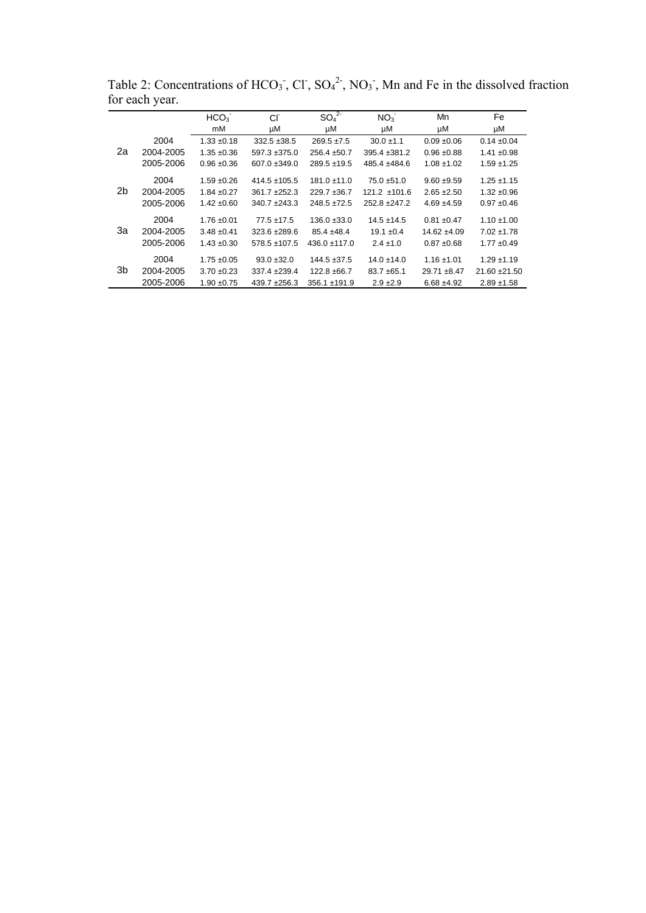Table 2: Concentrations of $HCO_3^-$, $Cl^-$, $SO_4^{2-}$, $NO_3^-$, Mn and Fe in the dissolved fraction for each year.

| | | $HCO_3^-$ | $Cl^-$ | $SO_4^{2-}$ | $NO_3^-$ | Mn | Fe |
|---|---|---|---|---|---|---|---|
| | | mM | µM | µM | µM | µM | µM |
| 2a | 2004 | 1.33 ±0.18 | 332.5 ±38.5 | 269.5 ±7.5 | 30.0 ±1.1 | 0.09 ±0.06 | 0.14 ±0.04 |
| | 2004-2005 | 1.35 ±0.36 | 597.3 ±375.0 | 256.4 ±50.7 | 395.4 ±381.2 | 0.96 ±0.88 | 1.41 ±0.98 |
| | 2005-2006 | 0.96 ±0.36 | 607.0 ±349.0 | 289.5 ±19.5 | 485.4 ±484.6 | 1.08 ±1.02 | 1.59 ±1.25 |
| 2b | 2004 | 1.59 ±0.26 | 414.5 ±105.5 | 181.0 ±11.0 | 75.0 ±51.0 | 9.60 ±9.59 | 1.25 ±1.15 |
| | 2004-2005 | 1.84 ±0.27 | 361.7 ±252.3 | 229.7 ±36.7 | 121.2 ±101.6 | 2.65 ±2.50 | 1.32 ±0.96 |
| | 2005-2006 | 1.42 ±0.60 | 340.7 ±243.3 | 248.5 ±72.5 | 252.8 ±247.2 | 4.69 ±4.59 | 0.97 ±0.46 |
| 3a | 2004 | 1.76 ±0.01 | 77.5 ±17.5 | 136.0 ±33.0 | 14.5 ±14.5 | 0.81 ±0.47 | 1.10 ±1.00 |
| | 2004-2005 | 3.48 ±0.41 | 323.6 ±289.6 | 85.4 ±48.4 | 19.1 ±0.4 | 14.62 ±4.09 | 7.02 ±1.78 |
| | 2005-2006 | 1.43 ±0.30 | 578.5 ±107.5 | 436.0 ±117.0 | 2.4 ±1.0 | 0.87 ±0.68 | 1.77 ±0.49 |
| 3b | 2004 | 1.75 ±0.05 | 93.0 ±32.0 | 144.5 ±37.5 | 14.0 ±14.0 | 1.16 ±1.01 | 1.29 ±1.19 |
| | 2004-2005 | 3.70 ±0.23 | 337.4 ±239.4 | 122.8 ±66.7 | 83.7 ±65.1 | 29.71 ±8.47 | 21.60 ±21.50 |
| | 2005-2006 | 1.90 ±0.75 | 439.7 ±256.3 | 356.1 ±191.9 | 2.9 ±2.9 | 6.68 ±4.92 | 2.89 ±1.58 |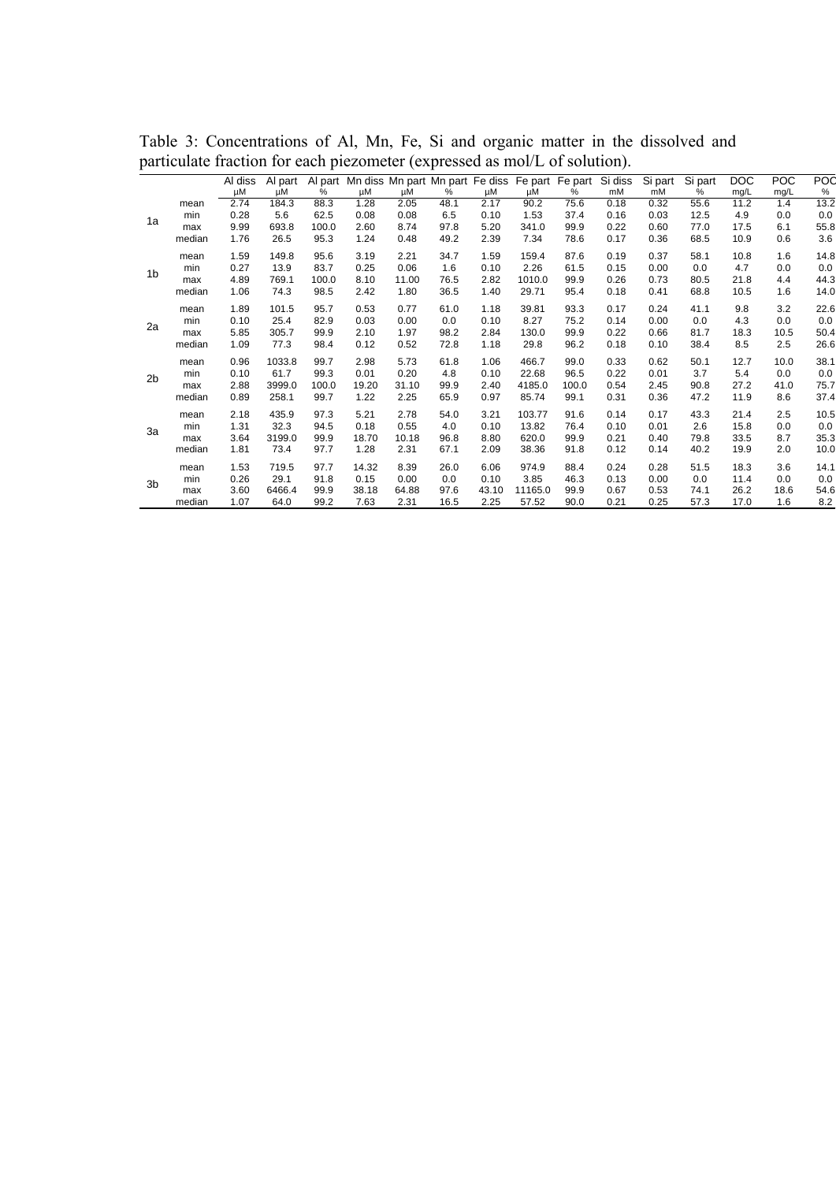Table 3: Concentrations of Al, Mn, Fe, Si and organic matter in the dissolved and particulate fraction for each piezometer (expressed as mol/L of solution).

| | | Al diss | Al part | Al part | Mn diss | Mn part | Mn part | Fe diss | Fe part | Fe part | Si diss | Si part | Si part | DOC | POC | POC |
|---|---|---|---|---|---|---|---|---|---|---|---|---|---|---|---|---|
| | | µM | µM | % | µM | µM | % | µM | µM | % | mM | mM | % | mg/L | mg/L | % |
| 1a | mean | 2.74 | 184.3 | 88.3 | 1.28 | 2.05 | 48.1 | 2.17 | 90.2 | 75.6 | 0.18 | 0.32 | 55.6 | 11.2 | 1.4 | 13.2 |
| | min | 0.28 | 5.6 | 62.5 | 0.08 | 0.08 | 6.5 | 0.10 | 1.53 | 37.4 | 0.16 | 0.03 | 12.5 | 4.9 | 0.0 | 0.0 |
| | max | 9.99 | 693.8 | 100.0 | 2.60 | 8.74 | 97.8 | 5.20 | 341.0 | 99.9 | 0.22 | 0.60 | 77.0 | 17.5 | 6.1 | 55.8 |
| | median | 1.76 | 26.5 | 95.3 | 1.24 | 0.48 | 49.2 | 2.39 | 7.34 | 78.6 | 0.17 | 0.36 | 68.5 | 10.9 | 0.6 | 3.6 |
| 1b | mean | 1.59 | 149.8 | 95.6 | 3.19 | 2.21 | 34.7 | 1.59 | 159.4 | 87.6 | 0.19 | 0.37 | 58.1 | 10.8 | 1.6 | 14.8 |
| | min | 0.27 | 13.9 | 83.7 | 0.25 | 0.06 | 1.6 | 0.10 | 2.26 | 61.5 | 0.15 | 0.00 | 0.0 | 4.7 | 0.0 | 0.0 |
| | max | 4.89 | 769.1 | 100.0 | 8.10 | 11.00 | 76.5 | 2.82 | 1010.0 | 99.9 | 0.26 | 0.73 | 80.5 | 21.8 | 4.4 | 44.3 |
| | median | 1.06 | 74.3 | 98.5 | 2.42 | 1.80 | 36.5 | 1.40 | 29.71 | 95.4 | 0.18 | 0.41 | 68.8 | 10.5 | 1.6 | 14.0 |
| 2a | mean | 1.89 | 101.5 | 95.7 | 0.53 | 0.77 | 61.0 | 1.18 | 39.81 | 93.3 | 0.17 | 0.24 | 41.1 | 9.8 | 3.2 | 22.6 |
| | min | 0.10 | 25.4 | 82.9 | 0.03 | 0.00 | 0.0 | 0.10 | 8.27 | 75.2 | 0.14 | 0.00 | 0.0 | 4.3 | 0.0 | 0.0 |
| | max | 5.85 | 305.7 | 99.9 | 2.10 | 1.97 | 98.2 | 2.84 | 130.0 | 99.9 | 0.22 | 0.66 | 81.7 | 18.3 | 10.5 | 50.4 |
| | median | 1.09 | 77.3 | 98.4 | 0.12 | 0.52 | 72.8 | 1.18 | 29.8 | 96.2 | 0.18 | 0.10 | 38.4 | 8.5 | 2.5 | 26.6 |
| 2b | mean | 0.96 | 1033.8 | 99.7 | 2.98 | 5.73 | 61.8 | 1.06 | 466.7 | 99.0 | 0.33 | 0.62 | 50.1 | 12.7 | 10.0 | 38.1 |
| | min | 0.10 | 61.7 | 99.3 | 0.01 | 0.20 | 4.8 | 0.10 | 22.68 | 96.5 | 0.22 | 0.01 | 3.7 | 5.4 | 0.0 | 0.0 |
| | max | 2.88 | 3999.0 | 100.0 | 19.20 | 31.10 | 99.9 | 2.40 | 4185.0 | 100.0 | 0.54 | 2.45 | 90.8 | 27.2 | 41.0 | 75.7 |
| | median | 0.89 | 258.1 | 99.7 | 1.22 | 2.25 | 65.9 | 0.97 | 85.74 | 99.1 | 0.31 | 0.36 | 47.2 | 11.9 | 8.6 | 37.4 |
| 3a | mean | 2.18 | 435.9 | 97.3 | 5.21 | 2.78 | 54.0 | 3.21 | 103.77 | 91.6 | 0.14 | 0.17 | 43.3 | 21.4 | 2.5 | 10.5 |
| | min | 1.31 | 32.3 | 94.5 | 0.18 | 0.55 | 4.0 | 0.10 | 13.82 | 76.4 | 0.10 | 0.01 | 2.6 | 15.8 | 0.0 | 0.0 |
| | max | 3.64 | 3199.0 | 99.9 | 18.70 | 10.18 | 96.8 | 8.80 | 620.0 | 99.9 | 0.21 | 0.40 | 79.8 | 33.5 | 8.7 | 35.3 |
| | median | 1.81 | 73.4 | 97.7 | 1.28 | 2.31 | 67.1 | 2.09 | 38.36 | 91.8 | 0.12 | 0.14 | 40.2 | 19.9 | 2.0 | 10.0 |
| 3b | mean | 1.53 | 719.5 | 97.7 | 14.32 | 8.39 | 26.0 | 6.06 | 974.9 | 88.4 | 0.24 | 0.28 | 51.5 | 18.3 | 3.6 | 14.1 |
| | min | 0.26 | 29.1 | 91.8 | 0.15 | 0.00 | 0.0 | 0.10 | 3.85 | 46.3 | 0.13 | 0.00 | 0.0 | 11.4 | 0.0 | 0.0 |
| | max | 3.60 | 6466.4 | 99.9 | 38.18 | 64.88 | 97.6 | 43.10 | 11165.0 | 99.9 | 0.67 | 0.53 | 74.1 | 26.2 | 18.6 | 54.6 |
| | median | 1.07 | 64.0 | 99.2 | 7.63 | 2.31 | 16.5 | 2.25 | 57.52 | 90.0 | 0.21 | 0.25 | 57.3 | 17.0 | 1.6 | 8.2 |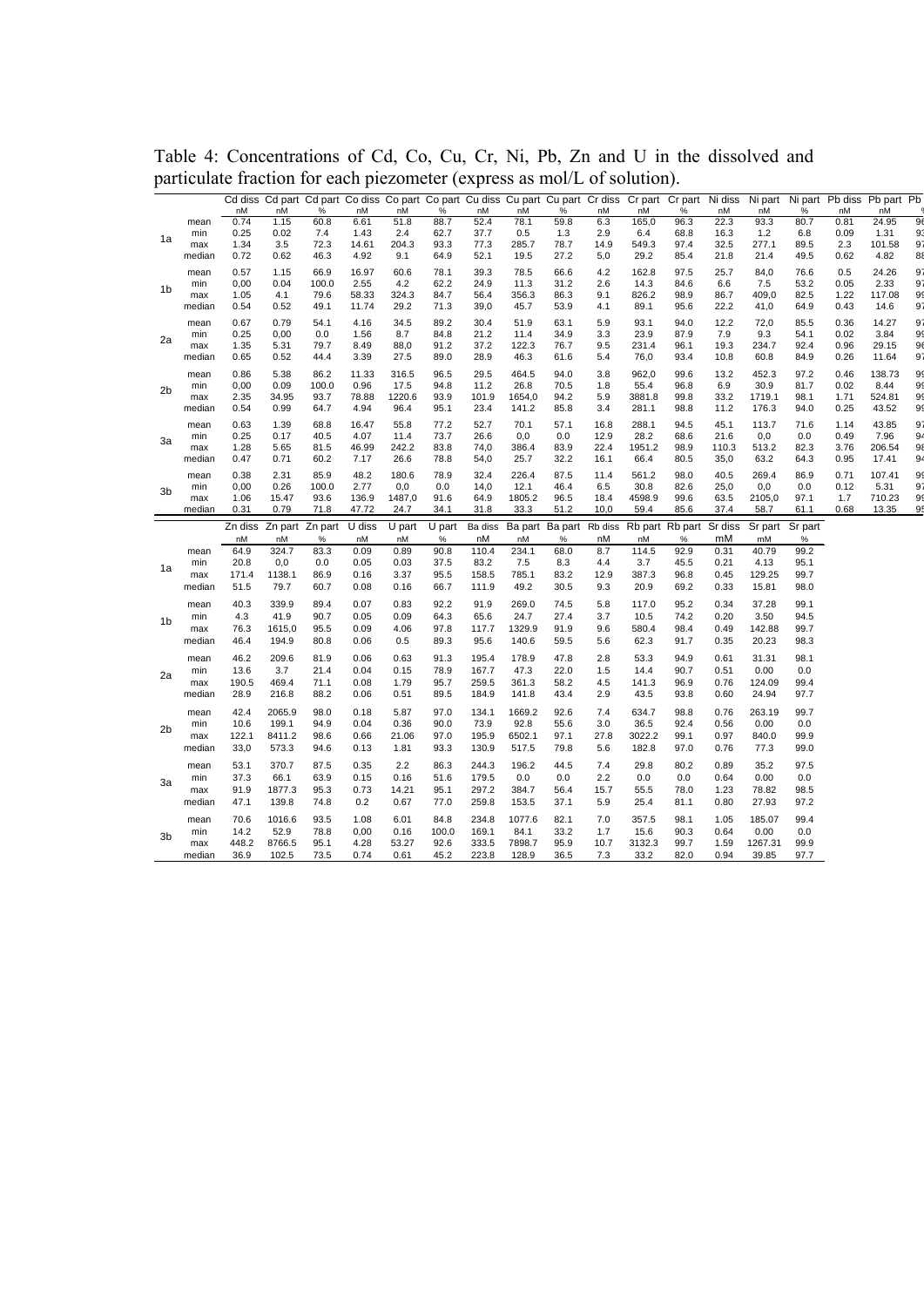Table 4: Concentrations of Cd, Co, Cu, Cr, Ni, Pb, Zn and U in the dissolved and particulate fraction for each piezometer (express as mol/L of solution).

| | | Cd diss | Cd part | Cd part | Co diss | Co part | Co part | Cu diss | Cu part | Cu part | Cr diss | Cr part | Cr part | Ni diss | Ni part | Ni part | Pb diss | Pb part | Pb |
|---|---|---|---|---|---|---|---|---|---|---|---|---|---|---|---|---|---|---|---|
| | | nM | nM | % | nM | nM | % | nM | nM | % | nM | nM | % | nM | nM | % | nM | nM | % |
| 1a | mean | 0.74 | 1.15 | 60.8 | 6.61 | 51.8 | 88.7 | 52.4 | 78.1 | 59.8 | 6.3 | 165,0 | 96.3 | 22.3 | 93.3 | 80.7 | 0.81 | 24.95 | 96 |
| | min | 0.25 | 0.02 | 7.4 | 1.43 | 2.4 | 62.7 | 37.7 | 0.5 | 1.3 | 2.9 | 6.4 | 68.8 | 16.3 | 1.2 | 6.8 | 0.09 | 1.31 | 93 |
| | max | 1.34 | 3.5 | 72.3 | 14.61 | 204.3 | 93.3 | 77.3 | 285.7 | 78.7 | 14.9 | 549.3 | 97.4 | 32.5 | 277.1 | 89.5 | 2.3 | 101.58 | 97 |
| | median | 0.72 | 0.62 | 46.3 | 4.92 | 9.1 | 64.9 | 52.1 | 19.5 | 27.2 | 5,0 | 29.2 | 85.4 | 21.8 | 21.4 | 49.5 | 0.62 | 4.82 | 88 |
| 1b | mean | 0.57 | 1.15 | 66.9 | 16.97 | 60.6 | 78.1 | 39.3 | 78.5 | 66.6 | 4.2 | 162.8 | 97.5 | 25.7 | 84,0 | 76.6 | 0.5 | 24.26 | 97 |
| | min | 0,00 | 0.04 | 100.0 | 2.55 | 4.2 | 62.2 | 24.9 | 11.3 | 31.2 | 2.6 | 14.3 | 84.6 | 6.6 | 7.5 | 53.2 | 0.05 | 2.33 | 97 |
| | max | 1.05 | 4.1 | 79.6 | 58.33 | 324.3 | 84.7 | 56.4 | 356.3 | 86.3 | 9.1 | 826.2 | 98.9 | 86.7 | 409,0 | 82.5 | 1.22 | 117.08 | 99 |
| | median | 0.54 | 0.52 | 49.1 | 11.74 | 29.2 | 71.3 | 39,0 | 45.7 | 53.9 | 4.1 | 89.1 | 95.6 | 22.2 | 41,0 | 64.9 | 0.43 | 14.6 | 97 |
| 2a | mean | 0.67 | 0.79 | 54.1 | 4.16 | 34.5 | 89.2 | 30.4 | 51.9 | 63.1 | 5.9 | 93.1 | 94.0 | 12.2 | 72,0 | 85.5 | 0.36 | 14.27 | 97 |
| | min | 0.25 | 0,00 | 0.0 | 1.56 | 8.7 | 84.8 | 21.2 | 11.4 | 34.9 | 3.3 | 23.9 | 87.9 | 7.9 | 9.3 | 54.1 | 0.02 | 3.84 | 99 |
| | max | 1.35 | 5.31 | 79.7 | 8.49 | 88,0 | 91.2 | 37.2 | 122.3 | 76.7 | 9.5 | 231.4 | 96.1 | 19.3 | 234.7 | 92.4 | 0.96 | 29.15 | 96 |
| | median | 0.65 | 0.52 | 44.4 | 3.39 | 27.5 | 89.0 | 28.9 | 46.3 | 61.6 | 5.4 | 76,0 | 93.4 | 10.8 | 60.8 | 84.9 | 0.26 | 11.64 | 97 |
| 2b | mean | 0.86 | 5.38 | 86.2 | 11.33 | 316.5 | 96.5 | 29.5 | 464.5 | 94.0 | 3.8 | 962,0 | 99.6 | 13.2 | 452.3 | 97.2 | 0.46 | 138.73 | 99 |
| | min | 0,00 | 0.09 | 100.0 | 0.96 | 17.5 | 94.8 | 11.2 | 26.8 | 70.5 | 1.8 | 55.4 | 96.8 | 6.9 | 30.9 | 81.7 | 0.02 | 8.44 | 99 |
| | max | 2.35 | 34.95 | 93.7 | 78.88 | 1220.6 | 93.9 | 101.9 | 1654,0 | 94.2 | 5.9 | 3881.8 | 99.8 | 33.2 | 1719.1 | 98.1 | 1.71 | 524.81 | 99 |
| | median | 0.54 | 0.99 | 64.7 | 4.94 | 96.4 | 95.1 | 23.4 | 141.2 | 85.8 | 3.4 | 281.1 | 98.8 | 11.2 | 176.3 | 94.0 | 0.25 | 43.52 | 99 |
| 3a | mean | 0.63 | 1.39 | 68.8 | 16.47 | 55.8 | 77.2 | 52.7 | 70.1 | 57.1 | 16.8 | 288.1 | 94.5 | 45.1 | 113.7 | 71.6 | 1.14 | 43.85 | 97 |
| | min | 0.25 | 0.17 | 40.5 | 4.07 | 11.4 | 73.7 | 26.6 | 0,0 | 0.0 | 12.9 | 28.2 | 68.6 | 21.6 | 0,0 | 0.0 | 0.49 | 7.96 | 94 |
| | max | 1.28 | 5.65 | 81.5 | 46.99 | 242.2 | 83.8 | 74,0 | 386.4 | 83.9 | 22.4 | 1951.2 | 98.9 | 110.3 | 513.2 | 82.3 | 3.76 | 206.54 | 98 |
| | median | 0.47 | 0.71 | 60.2 | 7.17 | 26.6 | 78.8 | 54,0 | 25.7 | 32.2 | 16.1 | 66.4 | 80.5 | 35,0 | 63.2 | 64.3 | 0.95 | 17.41 | 94 |
| 3b | mean | 0.38 | 2.31 | 85.9 | 48.2 | 180.6 | 78.9 | 32.4 | 226.4 | 87.5 | 11.4 | 561.2 | 98.0 | 40.5 | 269.4 | 86.9 | 0.71 | 107.41 | 99 |
| | min | 0,00 | 0.26 | 100.0 | 2.77 | 0,0 | 0.0 | 14,0 | 12.1 | 46.4 | 6.5 | 30.8 | 82.6 | 25,0 | 0,0 | 0.0 | 0.12 | 5.31 | 97 |
| | max | 1.06 | 15.47 | 93.6 | 136.9 | 1487,0 | 91.6 | 64.9 | 1805.2 | 96.5 | 18.4 | 4598.9 | 99.6 | 63.5 | 2105,0 | 97.1 | 1.7 | 710.23 | 99 |
| | median | 0.31 | 0.79 | 71.8 | 47.72 | 24.7 | 34.1 | 31.8 | 33.3 | 51.2 | 10,0 | 59.4 | 85.6 | 37.4 | 58.7 | 61.1 | 0.68 | 13.35 | 95 |

| | | Zn diss | Zn part | Zn part | U diss | U part | U part | Ba diss | Ba part | Ba part | Rb diss | Rb part | Rb part | Sr diss | Sr part | Sr part |
|---|---|---|---|---|---|---|---|---|---|---|---|---|---|---|---|---|
| | | nM | nM | % | nM | nM | % | nM | nM | % | nM | nM | % | mM | mM | % |
| 1a | mean | 64.9 | 324.7 | 83.3 | 0.09 | 0.89 | 90.8 | 110.4 | 234.1 | 68.0 | 8.7 | 114.5 | 92.9 | 0.31 | 40.79 | 99.2 |
| | min | 20.8 | 0,0 | 0.0 | 0.05 | 0.03 | 37.5 | 83.2 | 7.5 | 8.3 | 4.4 | 3.7 | 45.5 | 0.21 | 4.13 | 95.1 |
| | max | 171.4 | 1138.1 | 86.9 | 0.16 | 3.37 | 95.5 | 158.5 | 785.1 | 83.2 | 12.9 | 387.3 | 96.8 | 0.45 | 129.25 | 99.7 |
| | median | 51.5 | 79.7 | 60.7 | 0.08 | 0.16 | 66.7 | 111.9 | 49.2 | 30.5 | 9.3 | 20.9 | 69.2 | 0.33 | 15.81 | 98.0 |
| 1b | mean | 40.3 | 339.9 | 89.4 | 0.07 | 0.83 | 92.2 | 91.9 | 269.0 | 74.5 | 5.8 | 117.0 | 95.2 | 0.34 | 37.28 | 99.1 |
| | min | 4.3 | 41.9 | 90.7 | 0.05 | 0.09 | 64.3 | 65.6 | 24.7 | 27.4 | 3.7 | 10.5 | 74.2 | 0.20 | 3.50 | 94.5 |
| | max | 76.3 | 1615,0 | 95.5 | 0.09 | 4.06 | 97.8 | 117.7 | 1329.9 | 91.9 | 9.6 | 580.4 | 98.4 | 0.49 | 142.88 | 99.7 |
| | median | 46.4 | 194.9 | 80.8 | 0.06 | 0.5 | 89.3 | 95.6 | 140.6 | 59.5 | 5.6 | 62.3 | 91.7 | 0.35 | 20.23 | 98.3 |
| 2a | mean | 46.2 | 209.6 | 81.9 | 0.06 | 0.63 | 91.3 | 195.4 | 178.9 | 47.8 | 2.8 | 53.3 | 94.9 | 0.61 | 31.31 | 98.1 |
| | min | 13.6 | 3.7 | 21.4 | 0.04 | 0.15 | 78.9 | 167.7 | 47.3 | 22.0 | 1.5 | 14.4 | 90.7 | 0.51 | 0.00 | 0.0 |
| | max | 190.5 | 469.4 | 71.1 | 0.08 | 1.79 | 95.7 | 259.5 | 361.3 | 58.2 | 4.5 | 141.3 | 96.9 | 0.76 | 124.09 | 99.4 |
| | median | 28.9 | 216.8 | 88.2 | 0.06 | 0.51 | 89.5 | 184.9 | 141.8 | 43.4 | 2.9 | 43.5 | 93.8 | 0.60 | 24.94 | 97.7 |
| 2b | mean | 42.4 | 2065.9 | 98.0 | 0.18 | 5.87 | 97.0 | 134.1 | 1669.2 | 92.6 | 7.4 | 634.7 | 98.8 | 0.76 | 263.19 | 99.7 |
| | min | 10.6 | 199.1 | 94.9 | 0.04 | 0.36 | 90.0 | 73.9 | 92.8 | 55.6 | 3.0 | 36.5 | 92.4 | 0.56 | 0.00 | 0.0 |
| | max | 122.1 | 8411.2 | 98.6 | 0.66 | 21.06 | 97.0 | 195.9 | 6502.1 | 97.1 | 27.8 | 3022.2 | 99.1 | 0.97 | 840.0 | 99.9 |
| | median | 33,0 | 573.3 | 94.6 | 0.13 | 1.81 | 93.3 | 130.9 | 517.5 | 79.8 | 5.6 | 182.8 | 97.0 | 0.76 | 77.3 | 99.0 |
| 3a | mean | 53.1 | 370.7 | 87.5 | 0.35 | 2.2 | 86.3 | 244.3 | 196.2 | 44.5 | 7.4 | 29.8 | 80.2 | 0.89 | 35.2 | 97.5 |
| | min | 37.3 | 66.1 | 63.9 | 0.15 | 0.16 | 51.6 | 179.5 | 0.0 | 0.0 | 2.2 | 0.0 | 0.0 | 0.64 | 0.00 | 0.0 |
| | max | 91.9 | 1877.3 | 95.3 | 0.73 | 14.21 | 95.1 | 297.2 | 384.7 | 56.4 | 15.7 | 55.5 | 78.0 | 1.23 | 78.82 | 98.5 |
| | median | 47.1 | 139.8 | 74.8 | 0.2 | 0.67 | 77.0 | 259.8 | 153.5 | 37.1 | 5.9 | 25.4 | 81.1 | 0.80 | 27.93 | 97.2 |
| 3b | mean | 70.6 | 1016.6 | 93.5 | 1.08 | 6.01 | 84.8 | 234.8 | 1077.6 | 82.1 | 7.0 | 357.5 | 98.1 | 1.05 | 185.07 | 99.4 |
| | min | 14.2 | 52.9 | 78.8 | 0,00 | 0.16 | 100.0 | 169.1 | 84.1 | 33.2 | 1.7 | 15.6 | 90.3 | 0.64 | 0.00 | 0.0 |
| | max | 448.2 | 8766.5 | 95.1 | 4.28 | 53.27 | 92.6 | 333.5 | 7898.7 | 95.9 | 10.7 | 3132.3 | 99.7 | 1.59 | 1267.31 | 99.9 |
| | median | 36.9 | 102.5 | 73.5 | 0.74 | 0.61 | 45.2 | 223.8 | 128.9 | 36.5 | 7.3 | 33.2 | 82.0 | 0.94 | 39.85 | 97.7 |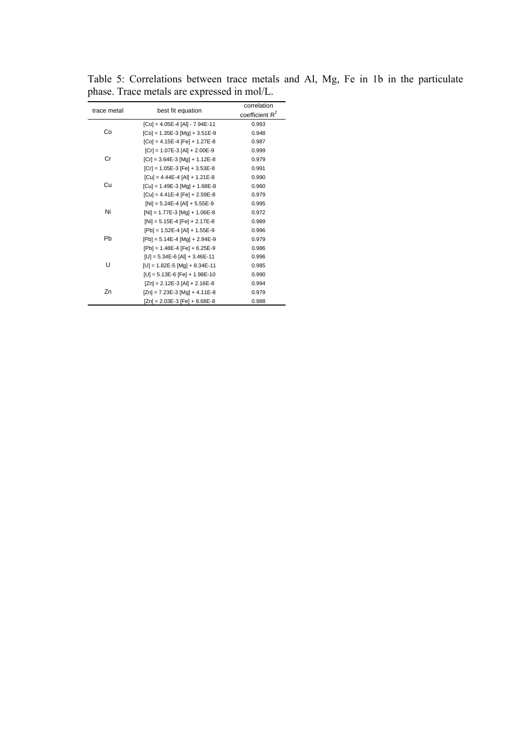Table 5: Correlations between trace metals and Al, Mg, Fe in 1b in the particulate phase. Trace metals are expressed in mol/L.

| trace metal | best fit equation | correlation coefficient $R^2$ |
| --- | --- | --- |
| Co | [Co] = 4.05E-4 [Al] - 7.94E-11 | 0.993 |
| | [Co] = 1.35E-3 [Mg] + 3.51E-9 | 0.948 |
| | [Co] = 4.15E-4 [Fe] + 1.27E-8 | 0.987 |
| Cr | [Cr] = 1.07E-3 [Al] + 2.00E-9 | 0.999 |
| | [Cr] = 3.64E-3 [Mg] + 1.12E-8 | 0.979 |
| | [Cr] = 1.05E-3 [Fe] + 3.53E-8 | 0.991 |
| Cu | [Cu] = 4.44E-4 [Al] + 1.21E-8 | 0.990 |
| | [Cu] = 1.49E-3 [Mg] + 1.68E-8 | 0.960 |
| | [Cu] = 4.41E-4 [Fe] + 2.59E-8 | 0.979 |
| Ni | [Ni] = 5.24E-4 [Al] + 5.55E-9 | 0.995 |
| | [Ni] = 1.77E-3 [Mg] + 1.06E-8 | 0.972 |
| | [Ni] = 5.15E-4 [Fe] + 2.17E-8 | 0.989 |
| Pb | [Pb] = 1.52E-4 [Al] + 1.55E-9 | 0.996 |
| | [Pb] = 5.14E-4 [Mg] + 2.94E-9 | 0.979 |
| | [Pb] = 1.48E-4 [Fe] + 6.25E-9 | 0.986 |
| U | [U] = 5.34E-6 [Al] + 3.46E-11 | 0.996 |
| | [U] = 1.82E-5 [Mg] + 8.34E-11 | 0.985 |
| | [U] = 5.13E-6 [Fe] + 1.98E-10 | 0.990 |
| Zn | [Zn] = 2.12E-3 [Al] + 2.16E-8 | 0.994 |
| | [Zn] = 7.23E-3 [Mg] + 4.11E-8 | 0.979 |
| | [Zn] = 2.03E-3 [Fe] + 8.68E-8 | 0.988 |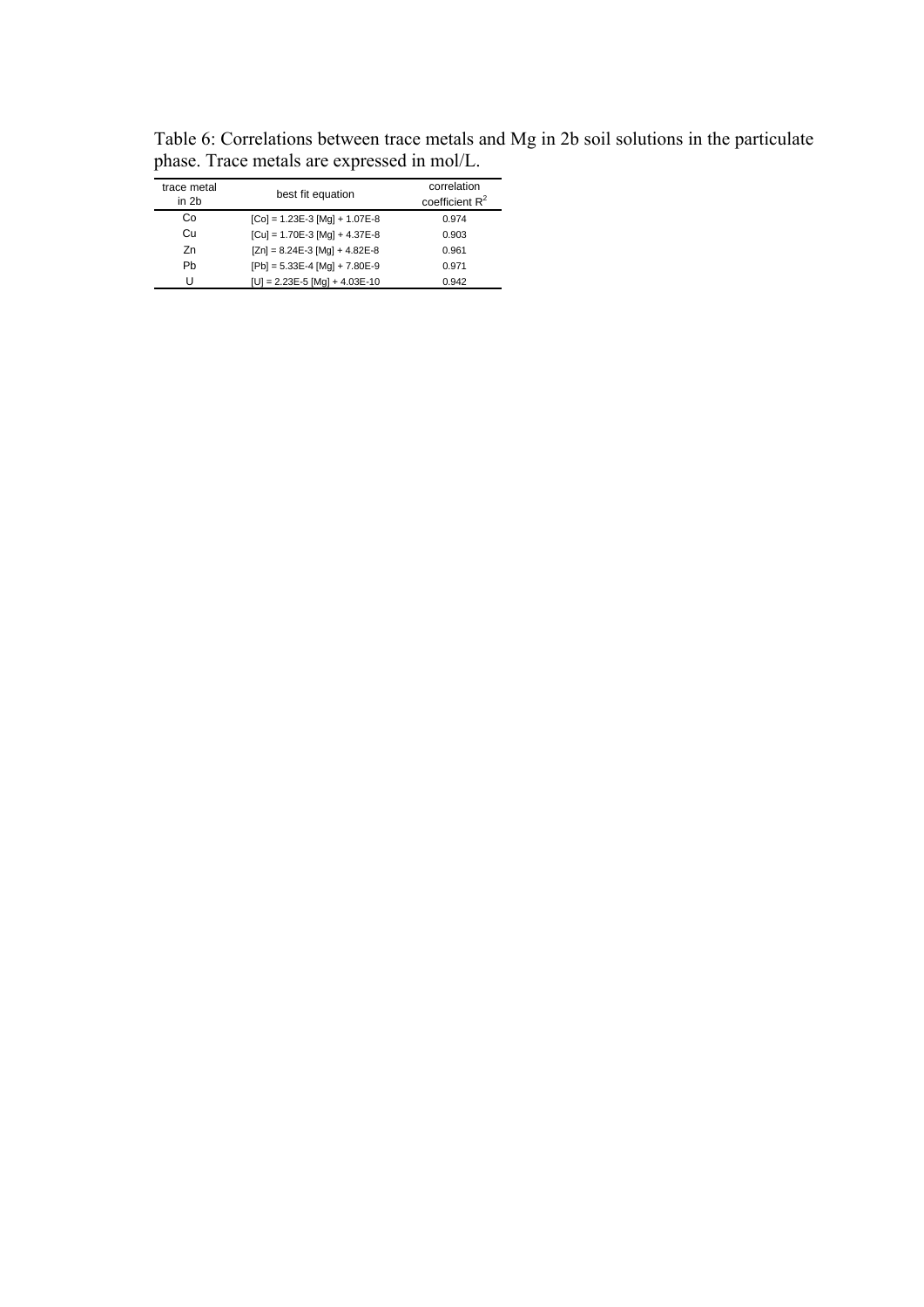Table 6: Correlations between trace metals and Mg in 2b soil solutions in the particulate phase. Trace metals are expressed in mol/L.

| trace metal in 2b | best fit equation | correlation coefficient $R^2$ |
|---|---|---|
| Co | [Co] = 1.23E-3 [Mg] + 1.07E-8 | 0.974 |
| Cu | [Cu] = 1.70E-3 [Mg] + 4.37E-8 | 0.903 |
| Zn | [Zn] = 8.24E-3 [Mg] + 4.82E-8 | 0.961 |
| Pb | [Pb] = 5.33E-4 [Mg] + 7.80E-9 | 0.971 |
| U | [U] = 2.23E-5 [Mg] + 4.03E-10 | 0.942 |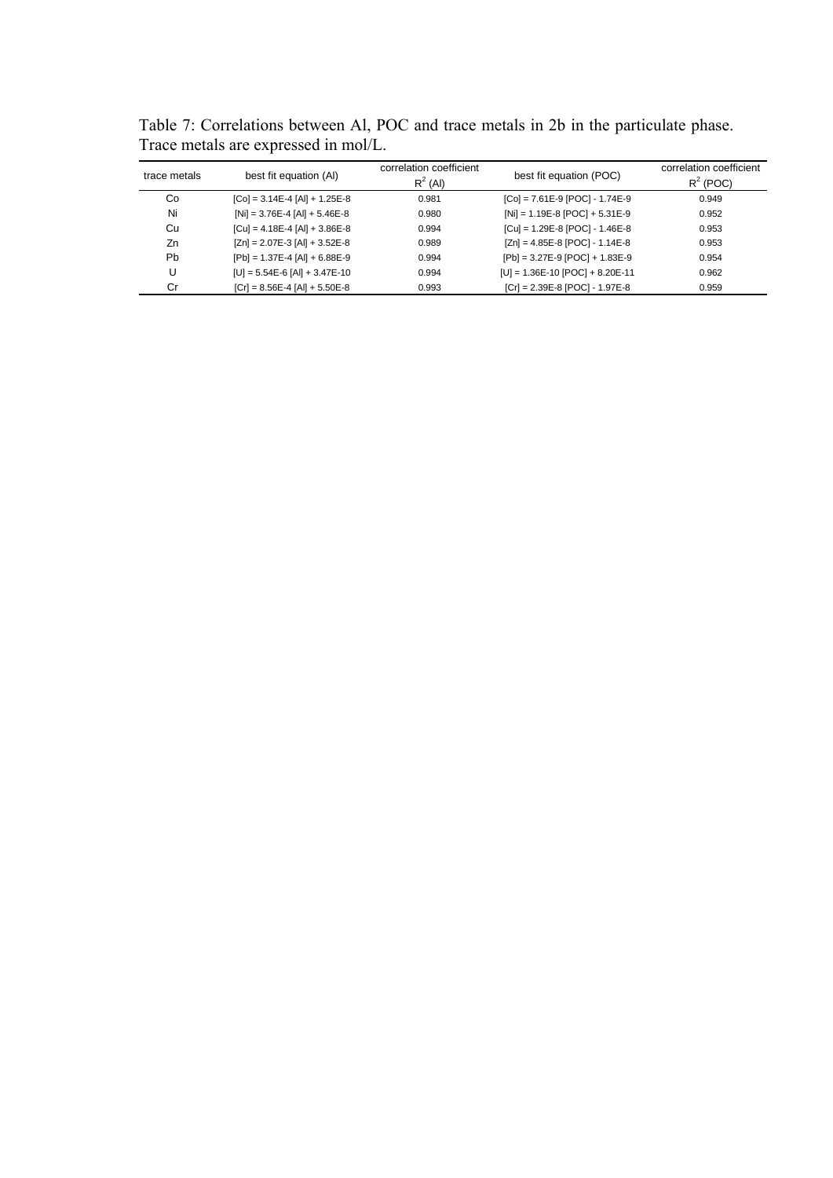Table 7: Correlations between Al, POC and trace metals in 2b in the particulate phase. Trace metals are expressed in mol/L.

| trace metals | best fit equation (Al) | correlation coefficient $R^2$ (Al) | best fit equation (POC) | correlation coefficient $R^2$ (POC) |
|---|---|---|---|---|
| Co | [Co] = 3.14E-4 [Al] + 1.25E-8 | 0.981 | [Co] = 7.61E-9 [POC] - 1.74E-9 | 0.949 |
| Ni | [Ni] = 3.76E-4 [Al] + 5.46E-8 | 0.980 | [Ni] = 1.19E-8 [POC] + 5.31E-9 | 0.952 |
| Cu | [Cu] = 4.18E-4 [Al] + 3.86E-8 | 0.994 | [Cu] = 1.29E-8 [POC] - 1.46E-8 | 0.953 |
| Zn | [Zn] = 2.07E-3 [Al] + 3.52E-8 | 0.989 | [Zn] = 4.85E-8 [POC] - 1.14E-8 | 0.953 |
| Pb | [Pb] = 1.37E-4 [Al] + 6.88E-9 | 0.994 | [Pb] = 3.27E-9 [POC] + 1.83E-9 | 0.954 |
| U | [U] = 5.54E-6 [Al] + 3.47E-10 | 0.994 | [U] = 1.36E-10 [POC] + 8.20E-11 | 0.962 |
| Cr | [Cr] = 8.56E-4 [Al] + 5.50E-8 | 0.993 | [Cr] = 2.39E-8 [POC] - 1.97E-8 | 0.959 |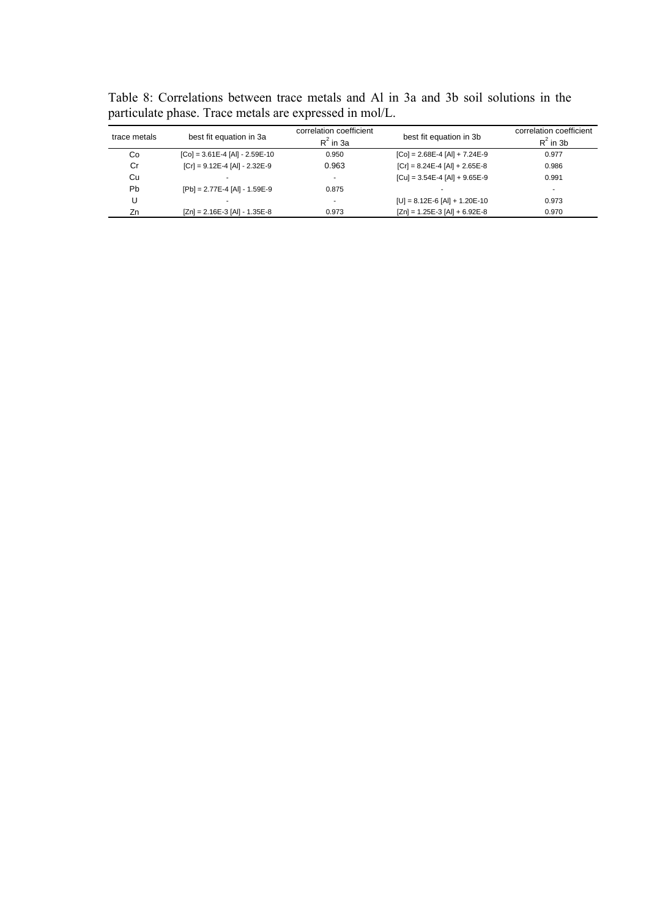Table 8: Correlations between trace metals and Al in 3a and 3b soil solutions in the particulate phase. Trace metals are expressed in mol/L.

| trace metals | best fit equation in 3a | correlation coefficient $R^2$ in 3a | best fit equation in 3b | correlation coefficient $R^2$ in 3b |
|---|---|---|---|---|
| Co | [Co] = 3.61E-4 [Al] - 2.59E-10 | 0.950 | [Co] = 2.68E-4 [Al] + 7.24E-9 | 0.977 |
| Cr | [Cr] = 9.12E-4 [Al] - 2.32E-9 | 0.963 | [Cr] = 8.24E-4 [Al] + 2.65E-8 | 0.986 |
| Cu | - | - | [Cu] = 3.54E-4 [Al] + 9.65E-9 | 0.991 |
| Pb | [Pb] = 2.77E-4 [Al] - 1.59E-9 | 0.875 | - | - |
| U | - | - | [U] = 8.12E-6 [Al] + 1.20E-10 | 0.973 |
| Zn | [Zn] = 2.16E-3 [Al] - 1.35E-8 | 0.973 | [Zn] = 1.25E-3 [Al] + 6.92E-8 | 0.970 |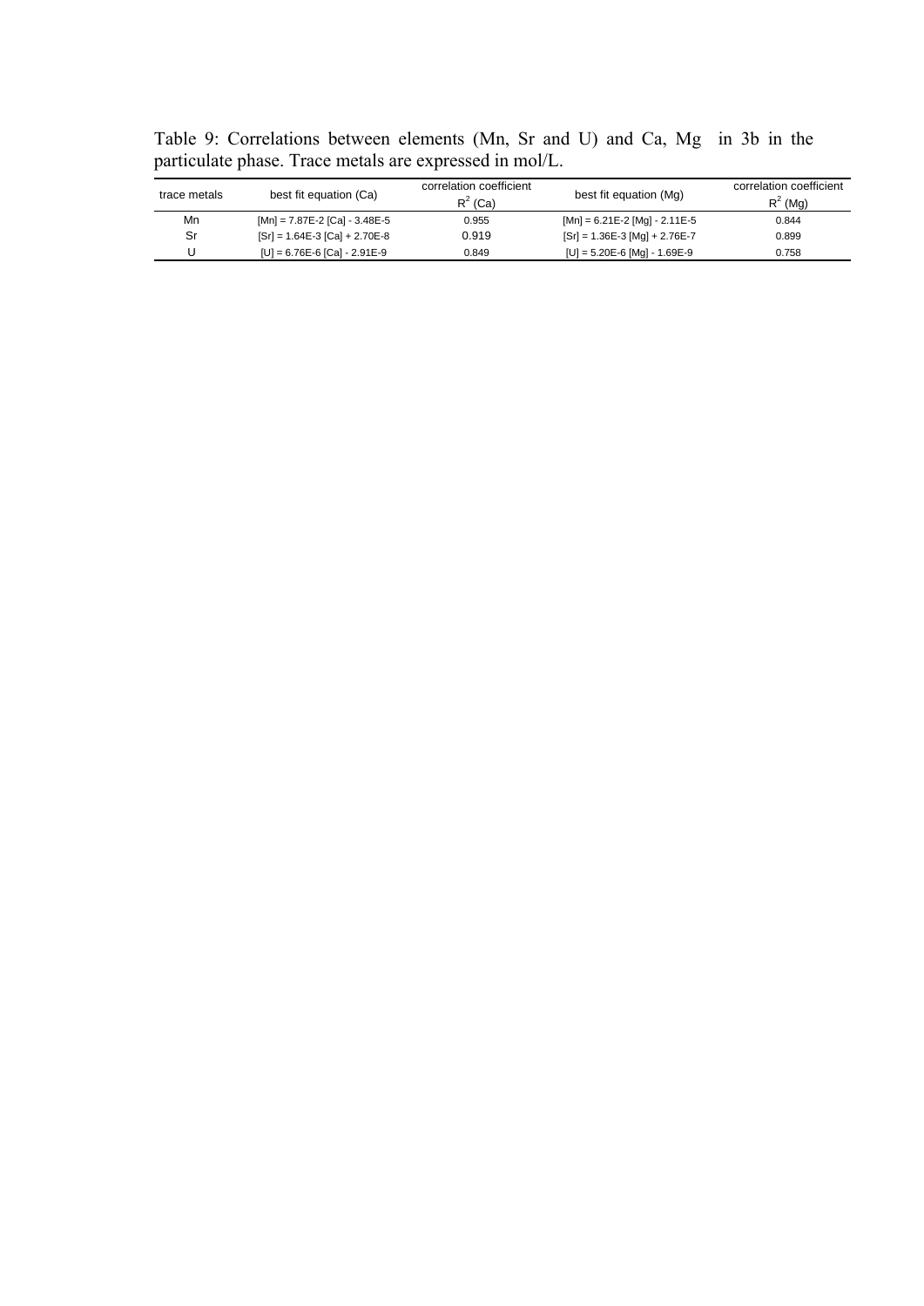Table 9: Correlations between elements (Mn, Sr and U) and Ca, Mg in 3b in the particulate phase. Trace metals are expressed in mol/L.

| trace metals | best fit equation (Ca) | correlation coefficient $R^2$ (Ca) | best fit equation (Mg) | correlation coefficient $R^2$ (Mg) |
|---|---|---|---|---|
| Mn | [Mn] = 7.87E-2 [Ca] - 3.48E-5 | 0.955 | [Mn] = 6.21E-2 [Mg] - 2.11E-5 | 0.844 |
| Sr | [Sr] = 1.64E-3 [Ca] + 2.70E-8 | 0.919 | [Sr] = 1.36E-3 [Mg] + 2.76E-7 | 0.899 |
| U | [U] = 6.76E-6 [Ca] - 2.91E-9 | 0.849 | [U] = 5.20E-6 [Mg] - 1.69E-9 | 0.758 |